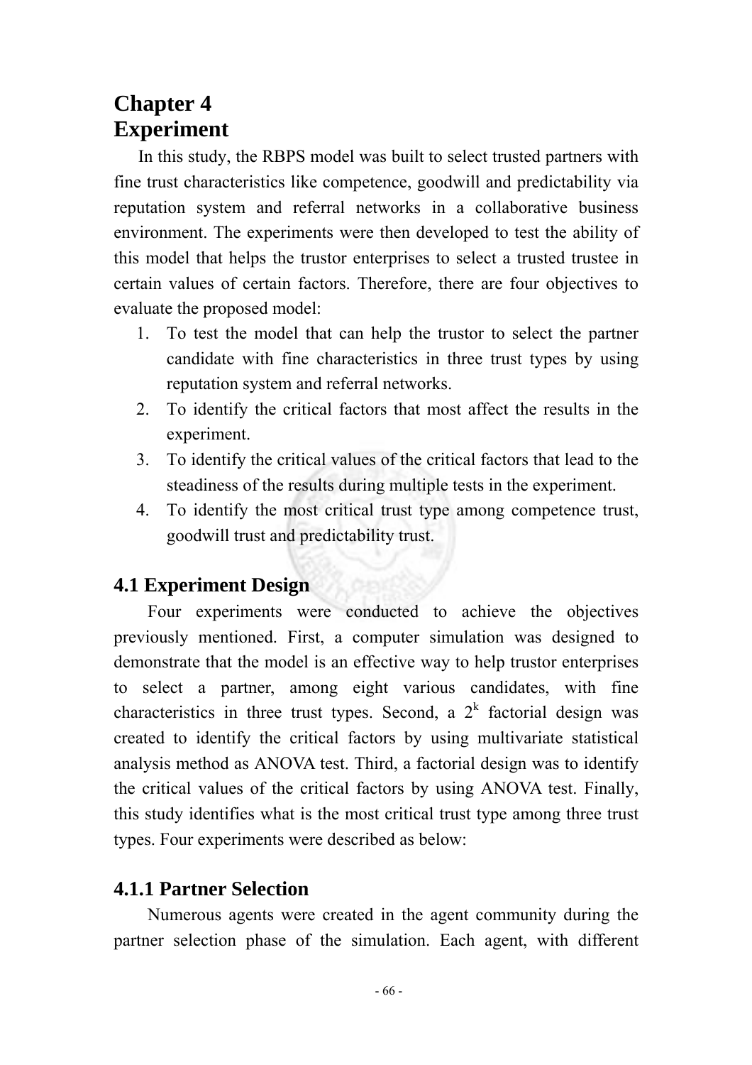# Chapter 4
# Experiment

In this study, the RBPS model was built to select trusted partners with fine trust characteristics like competence, goodwill and predictability via reputation system and referral networks in a collaborative business environment. The experiments were then developed to test the ability of this model that helps the trustor enterprises to select a trusted trustee in certain values of certain factors. Therefore, there are four objectives to evaluate the proposed model:

1. To test the model that can help the trustor to select the partner candidate with fine characteristics in three trust types by using reputation system and referral networks.
2. To identify the critical factors that most affect the results in the experiment.
3. To identify the critical values of the critical factors that lead to the steadiness of the results during multiple tests in the experiment.
4. To identify the most critical trust type among competence trust, goodwill trust and predictability trust.

## 4.1 Experiment Design

Four experiments were conducted to achieve the objectives previously mentioned. First, a computer simulation was designed to demonstrate that the model is an effective way to help trustor enterprises to select a partner, among eight various candidates, with fine characteristics in three trust types. Second, a $2^k$ factorial design was created to identify the critical factors by using multivariate statistical analysis method as ANOVA test. Third, a factorial design was to identify the critical values of the critical factors by using ANOVA test. Finally, this study identifies what is the most critical trust type among three trust types. Four experiments were described as below:

### 4.1.1 Partner Selection

Numerous agents were created in the agent community during the partner selection phase of the simulation. Each agent, with different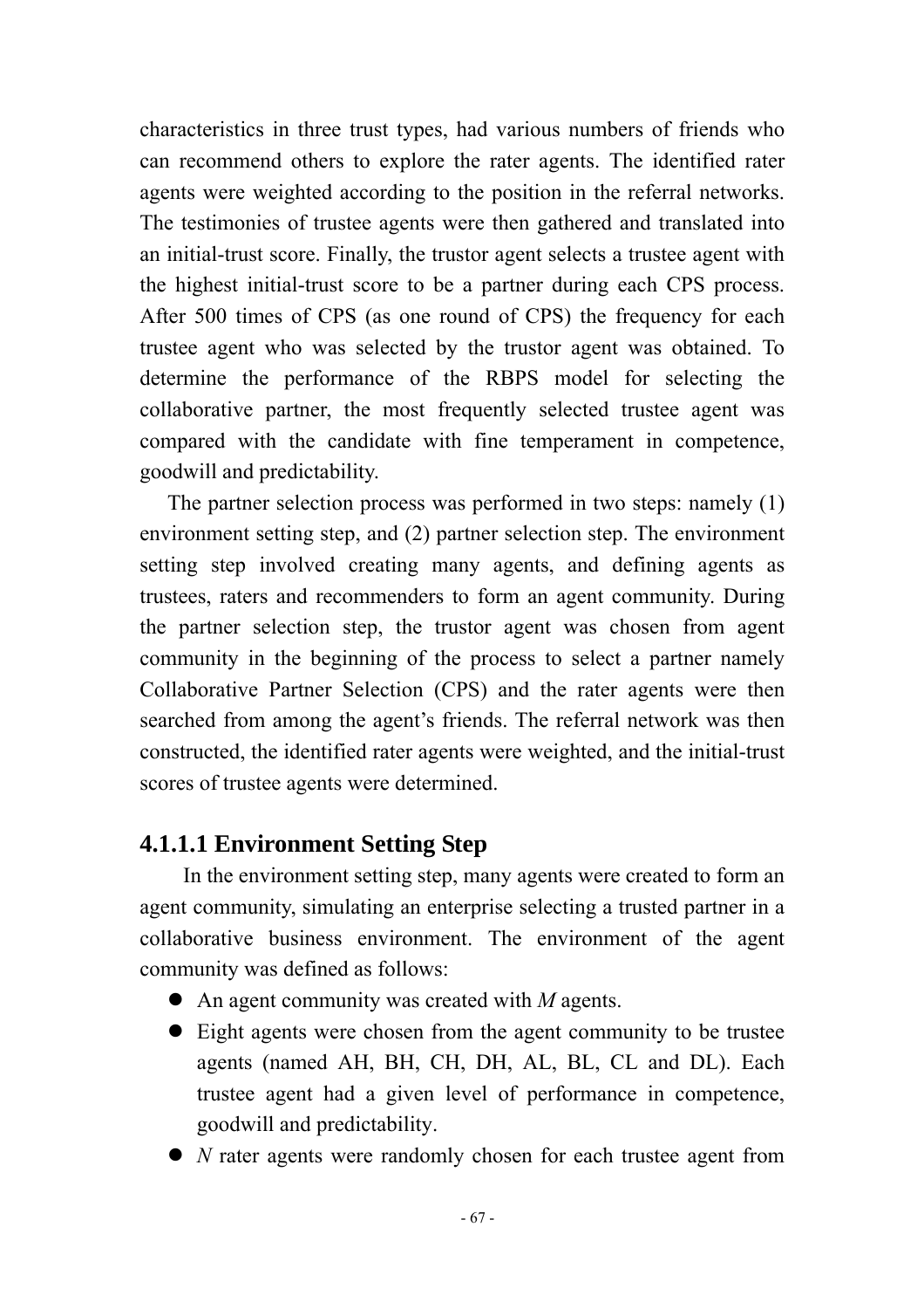characteristics in three trust types, had various numbers of friends who can recommend others to explore the rater agents. The identified rater agents were weighted according to the position in the referral networks. The testimonies of trustee agents were then gathered and translated into an initial-trust score. Finally, the trustor agent selects a trustee agent with the highest initial-trust score to be a partner during each CPS process. After 500 times of CPS (as one round of CPS) the frequency for each trustee agent who was selected by the trustor agent was obtained. To determine the performance of the RBPS model for selecting the collaborative partner, the most frequently selected trustee agent was compared with the candidate with fine temperament in competence, goodwill and predictability.

The partner selection process was performed in two steps: namely (1) environment setting step, and (2) partner selection step. The environment setting step involved creating many agents, and defining agents as trustees, raters and recommenders to form an agent community. During the partner selection step, the trustor agent was chosen from agent community in the beginning of the process to select a partner namely Collaborative Partner Selection (CPS) and the rater agents were then searched from among the agent's friends. The referral network was then constructed, the identified rater agents were weighted, and the initial-trust scores of trustee agents were determined.

#### 4.1.1.1 Environment Setting Step

In the environment setting step, many agents were created to form an agent community, simulating an enterprise selecting a trusted partner in a collaborative business environment. The environment of the agent community was defined as follows:

- An agent community was created with *M* agents.
- Eight agents were chosen from the agent community to be trustee agents (named AH, BH, CH, DH, AL, BL, CL and DL). Each trustee agent had a given level of performance in competence, goodwill and predictability.
- *N* rater agents were randomly chosen for each trustee agent from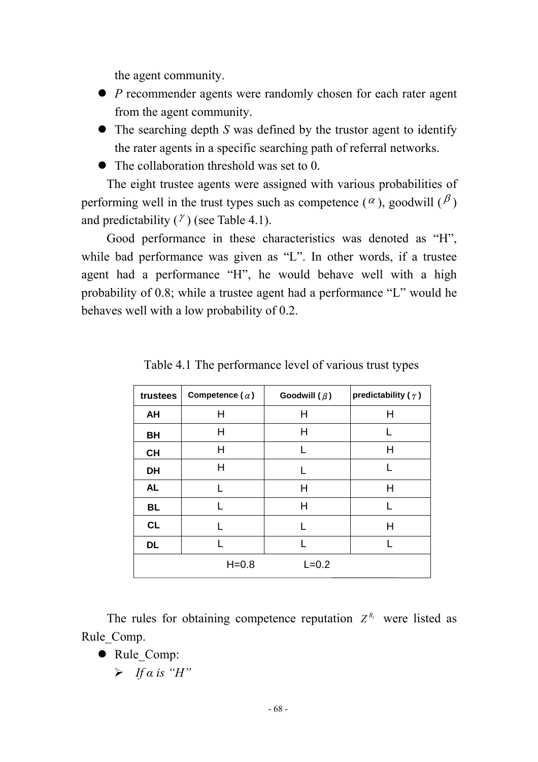the agent community.

- $P$ recommender agents were randomly chosen for each rater agent from the agent community.
- The searching depth $S$ was defined by the trustor agent to identify the rater agents in a specific searching path of referral networks.
- The collaboration threshold was set to 0.

The eight trustee agents were assigned with various probabilities of performing well in the trust types such as competence ($\alpha$), goodwill ($\beta$) and predictability ($\gamma$) (see Table 4.1).

Good performance in these characteristics was denoted as "H", while bad performance was given as "L". In other words, if a trustee agent had a performance "H", he would behave well with a high probability of 0.8; while a trustee agent had a performance "L" would he behaves well with a low probability of 0.2.

Table 4.1 The performance level of various trust types

| **trustees** | **Competence ($\alpha$)** | **Goodwill ($\beta$)** | **predictability ($\gamma$)** |
|---|---|---|---|
| **AH** | H | H | H |
| **BH** | H | H | L |
| **CH** | H | L | H |
| **DH** | H | L | L |
| **AL** | L | H | H |
| **BL** | L | H | L |
| **CL** | L | L | H |
| **DL** | L | L | L |
| H=0.8 L=0.2 | | | |

The rules for obtaining competence reputation $Z^{R_i}$ were listed as Rule_Comp.

- Rule_Comp:
  - *If α is "H"*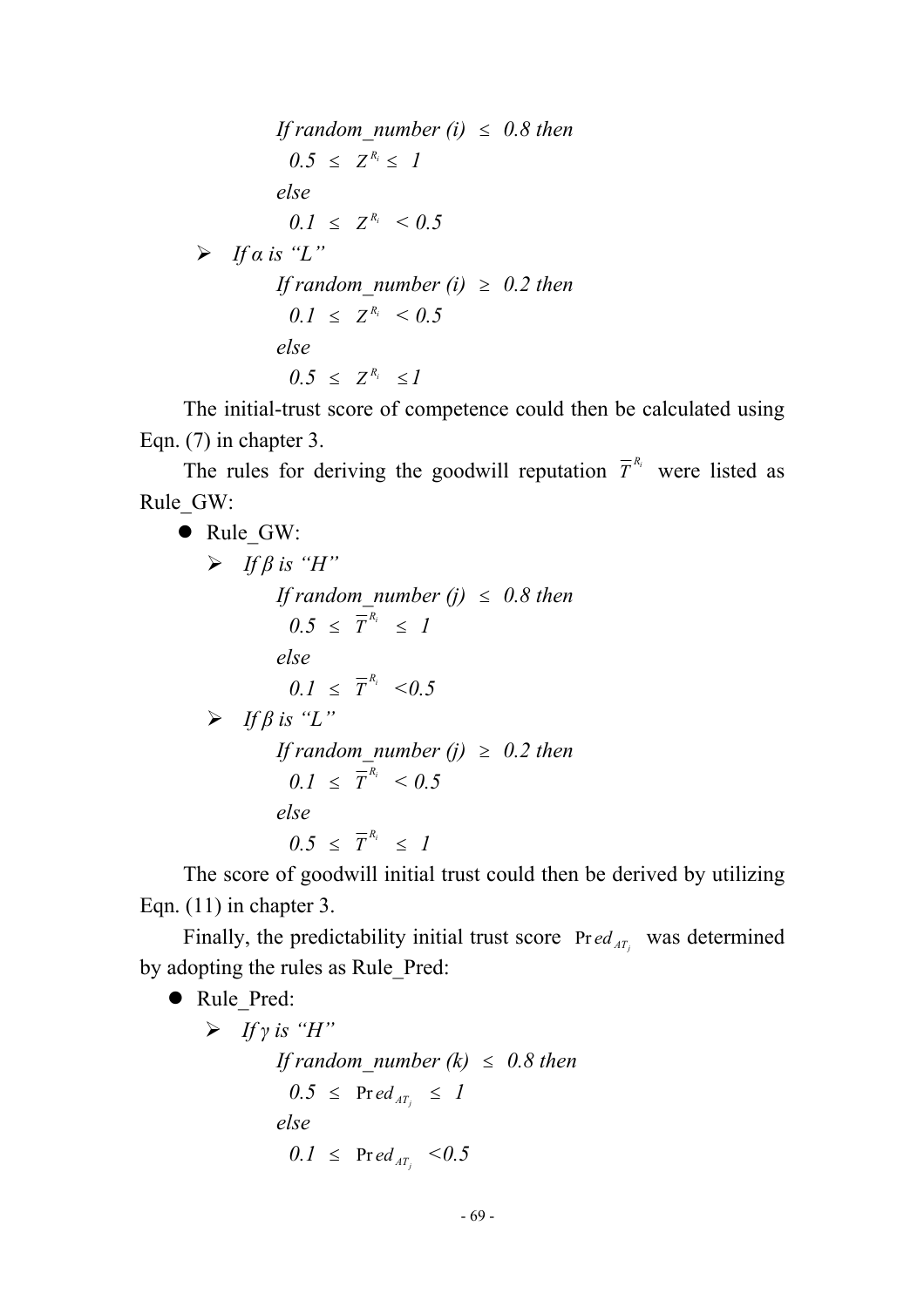*If random_number (i)* $\leq$ *0.8 then*

$0.5 \leq Z^{R_i} \leq 1$

*else*

$0.1 \leq Z^{R_i} < 0.5$

- *If α is "L"*

  *If random_number (i)* $\geq$ *0.2 then*

  $0.1 \leq Z^{R_i} < 0.5$

  *else*

  $0.5 \leq Z^{R_i} \leq 1$

The initial-trust score of competence could then be calculated using Eqn. (7) in chapter 3.

The rules for deriving the goodwill reputation $\overline{T}^{R_i}$ were listed as Rule_GW:

- Rule_GW:
  - *If β is "H"*

    *If random_number (j)* $\leq$ *0.8 then*

    $0.5 \leq \overline{T}^{R_i} \leq 1$

    *else*

    $0.1 \leq \overline{T}^{R_i} < 0.5$

  - *If β is "L"*

    *If random_number (j)* $\geq$ *0.2 then*

    $0.1 \leq \overline{T}^{R_i} < 0.5$

    *else*

    $0.5 \leq \overline{T}^{R_i} \leq 1$

The score of goodwill initial trust could then be derived by utilizing Eqn. (11) in chapter 3.

Finally, the predictability initial trust score $\mathrm{Pr}ed_{AT_j}$ was determined by adopting the rules as Rule_Pred:

- Rule_Pred:
  - *If γ is "H"*

    *If random_number (k)* $\leq$ *0.8 then*

    $0.5 \leq \mathrm{Pr}ed_{AT_j} \leq 1$

    *else*

    $0.1 \leq \mathrm{Pr}ed_{AT_j} < 0.5$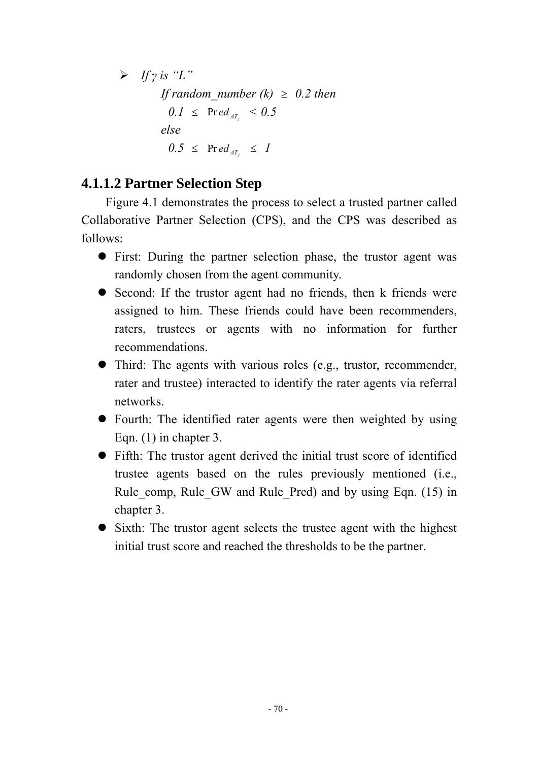- *If γ is "L"*

  *If random_number (k)* $\geq$ *0.2 then*

  $0.1 \leq \Pr ed_{AT_j} < 0.5$

  *else*

  $0.5 \leq \Pr ed_{AT_j} \leq 1$

### 4.1.1.2 Partner Selection Step

Figure 4.1 demonstrates the process to select a trusted partner called Collaborative Partner Selection (CPS), and the CPS was described as follows:

- First: During the partner selection phase, the trustor agent was randomly chosen from the agent community.
- Second: If the trustor agent had no friends, then k friends were assigned to him. These friends could have been recommenders, raters, trustees or agents with no information for further recommendations.
- Third: The agents with various roles (e.g., trustor, recommender, rater and trustee) interacted to identify the rater agents via referral networks.
- Fourth: The identified rater agents were then weighted by using Eqn. (1) in chapter 3.
- Fifth: The trustor agent derived the initial trust score of identified trustee agents based on the rules previously mentioned (i.e., Rule_comp, Rule_GW and Rule_Pred) and by using Eqn. (15) in chapter 3.
- Sixth: The trustor agent selects the trustee agent with the highest initial trust score and reached the thresholds to be the partner.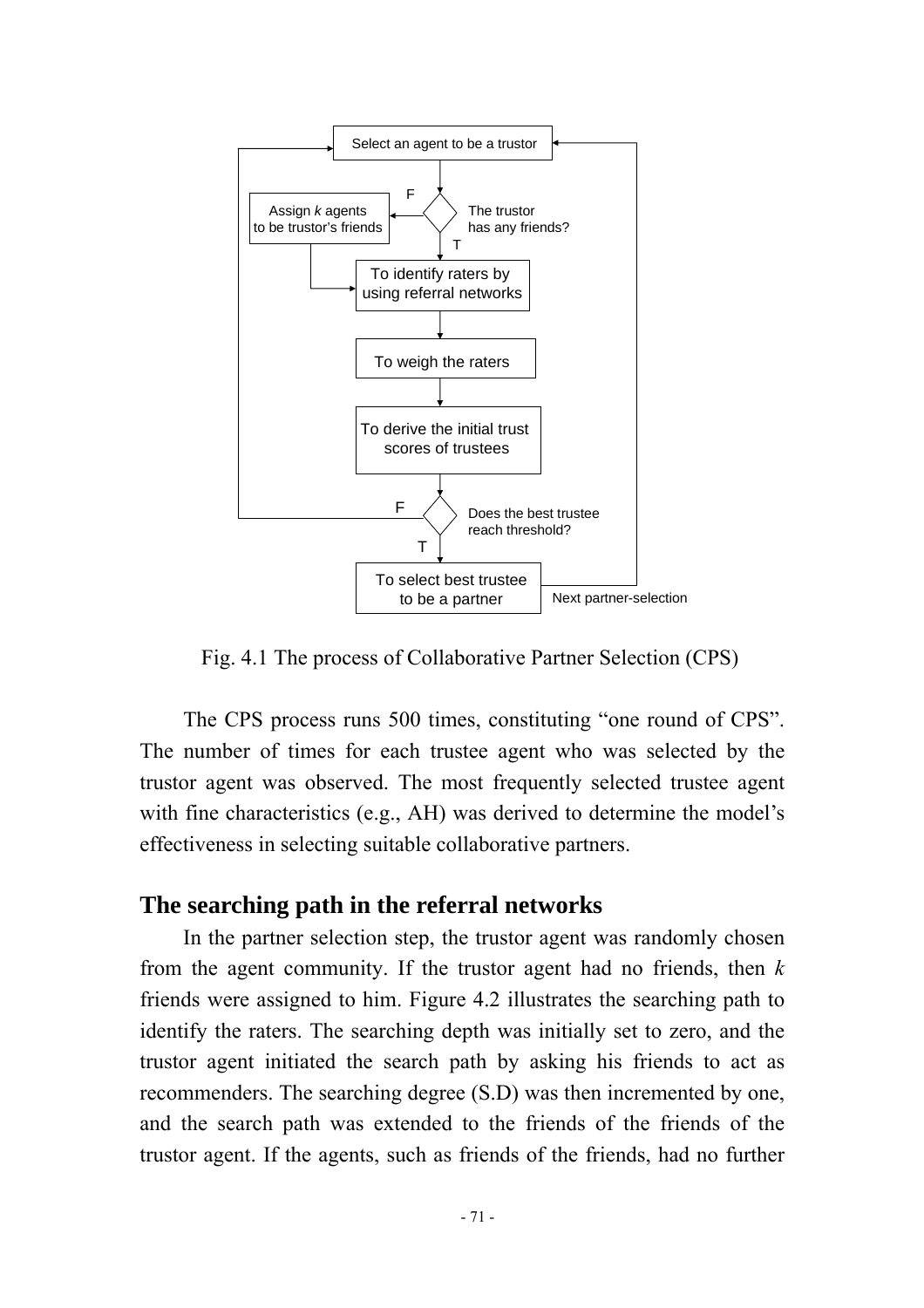Fig. 4.1 The process of Collaborative Partner Selection (CPS)

The CPS process runs 500 times, constituting "one round of CPS". The number of times for each trustee agent who was selected by the trustor agent was observed. The most frequently selected trustee agent with fine characteristics (e.g., AH) was derived to determine the model's effectiveness in selecting suitable collaborative partners.

## The searching path in the referral networks

In the partner selection step, the trustor agent was randomly chosen from the agent community. If the trustor agent had no friends, then *k* friends were assigned to him. Figure 4.2 illustrates the searching path to identify the raters. The searching depth was initially set to zero, and the trustor agent initiated the search path by asking his friends to act as recommenders. The searching degree (S.D) was then incremented by one, and the search path was extended to the friends of the friends of the trustor agent. If the agents, such as friends of the friends, had no further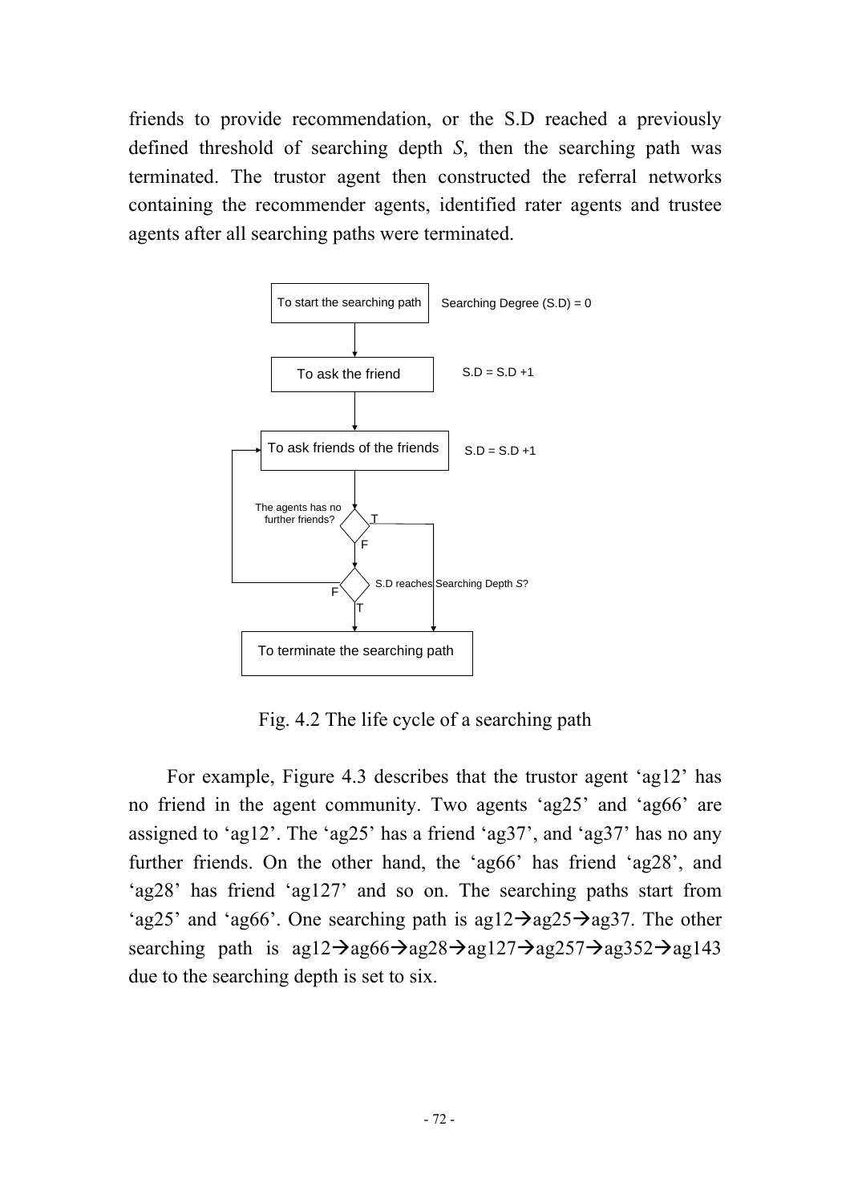friends to provide recommendation, or the S.D reached a previously defined threshold of searching depth *S*, then the searching path was terminated. The trustor agent then constructed the referral networks containing the recommender agents, identified rater agents and trustee agents after all searching paths were terminated.

Fig. 4.2 The life cycle of a searching path

For example, Figure 4.3 describes that the trustor agent 'ag12' has no friend in the agent community. Two agents 'ag25' and 'ag66' are assigned to 'ag12'. The 'ag25' has a friend 'ag37', and 'ag37' has no any further friends. On the other hand, the 'ag66' has friend 'ag28', and 'ag28' has friend 'ag127' and so on. The searching paths start from 'ag25' and 'ag66'. One searching path is ag12→ag25→ag37. The other searching path is ag12→ag66→ag28→ag127→ag257→ag352→ag143 due to the searching depth is set to six.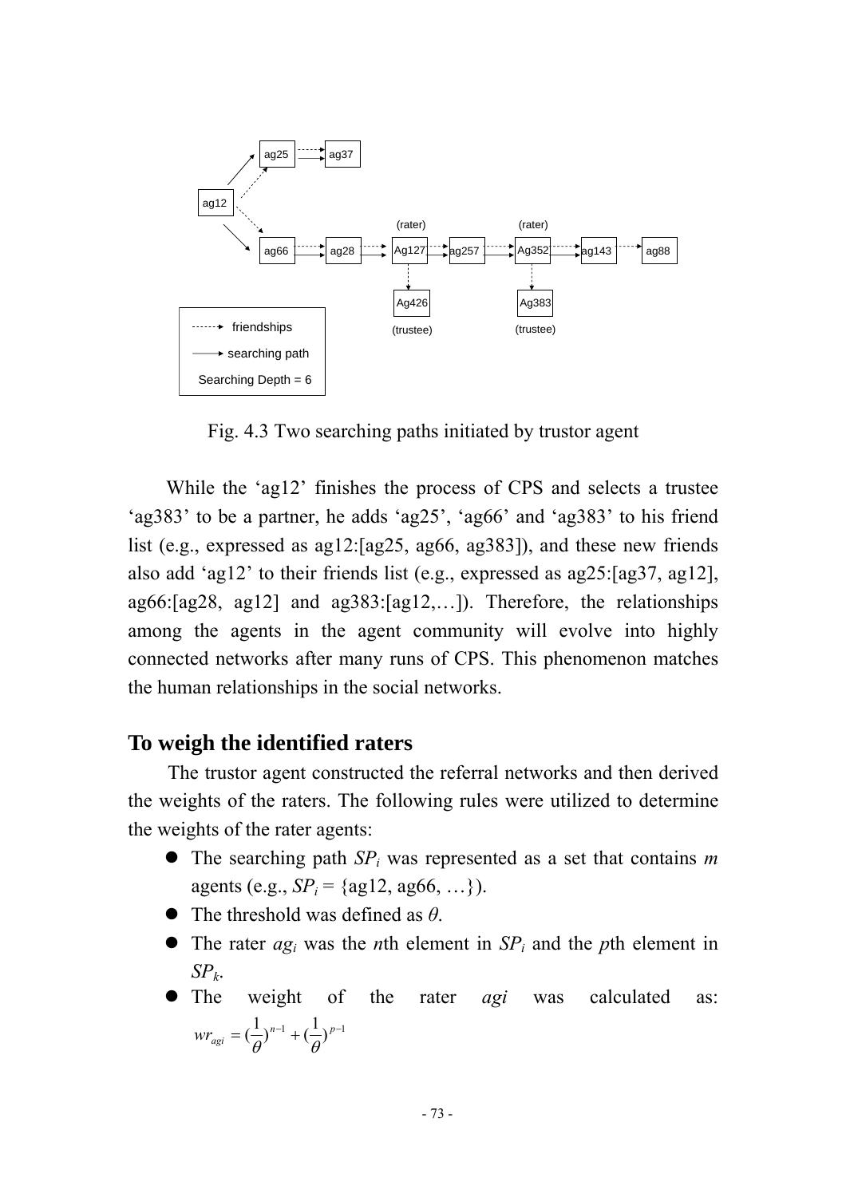Fig. 4.3 Two searching paths initiated by trustor agent

While the ‘ag12’ finishes the process of CPS and selects a trustee ‘ag383’ to be a partner, he adds ‘ag25’, ‘ag66’ and ‘ag383’ to his friend list (e.g., expressed as ag12:[ag25, ag66, ag383]), and these new friends also add ‘ag12’ to their friends list (e.g., expressed as ag25:[ag37, ag12], ag66:[ag28, ag12] and ag383:[ag12,…]). Therefore, the relationships among the agents in the agent community will evolve into highly connected networks after many runs of CPS. This phenomenon matches the human relationships in the social networks.

## To weigh the identified raters

The trustor agent constructed the referral networks and then derived the weights of the raters. The following rules were utilized to determine the weights of the rater agents:

- The searching path $SP_i$ was represented as a set that contains *m* agents (e.g., $SP_i$ = {ag12, ag66, …}).
- The threshold was defined as $\theta$.
- The rater $ag_i$ was the *n*th element in $SP_i$ and the *p*th element in $SP_k$.
- The weight of the rater *agi* was calculated as: $wr_{agi} = (\frac{1}{\theta})^{n-1} + (\frac{1}{\theta})^{p-1}$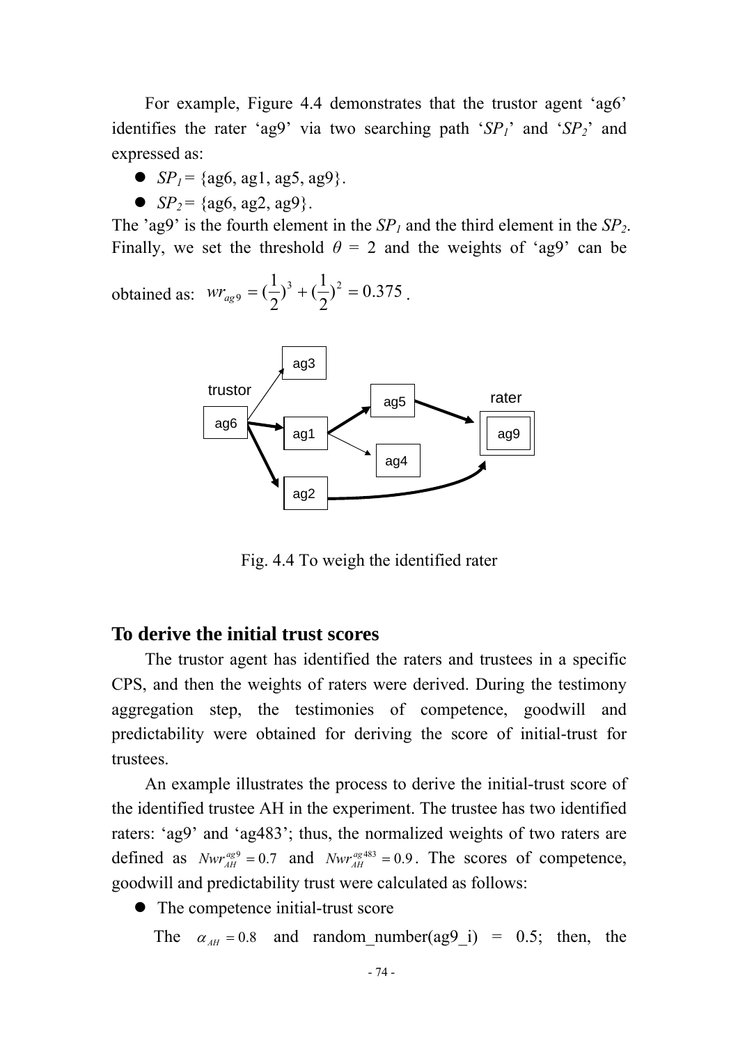For example, Figure 4.4 demonstrates that the trustor agent 'ag6' identifies the rater 'ag9' via two searching path '$SP_1$' and '$SP_2$' and expressed as:

- $SP_1$ = {ag6, ag1, ag5, ag9}.
- $SP_2$ = {ag6, ag2, ag9}.

The 'ag9' is the fourth element in the $SP_1$ and the third element in the $SP_2$. Finally, we set the threshold $\theta$ = 2 and the weights of 'ag9' can be obtained as: $wr_{ag9} = (\frac{1}{2})^3 + (\frac{1}{2})^2 = 0.375$.

trustor ag6 → ag3, ag1, ag2; ag1 → ag5, ag4; ag5 → ag9 (rater); ag2 → ag9

Fig. 4.4 To weigh the identified rater

## To derive the initial trust scores

The trustor agent has identified the raters and trustees in a specific CPS, and then the weights of raters were derived. During the testimony aggregation step, the testimonies of competence, goodwill and predictability were obtained for deriving the score of initial-trust for trustees.

An example illustrates the process to derive the initial-trust score of the identified trustee AH in the experiment. The trustee has two identified raters: 'ag9' and 'ag483'; thus, the normalized weights of two raters are defined as $Nwr_{AH}^{ag9} = 0.7$ and $Nwr_{AH}^{ag483} = 0.9$. The scores of competence, goodwill and predictability trust were calculated as follows:

- The competence initial-trust score

The $\alpha_{AH} = 0.8$ and random_number(ag9_i) = 0.5; then, the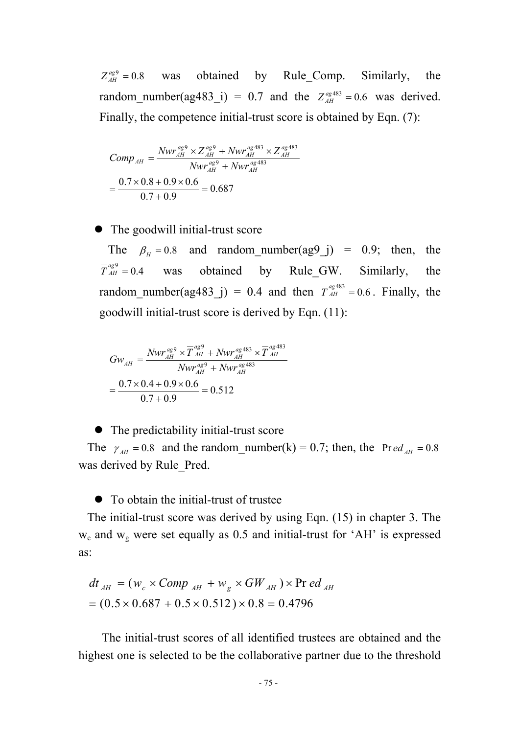$Z_{AH}^{ag9} = 0.8$ was obtained by Rule_Comp. Similarly, the random_number(ag483_i) = 0.7 and the $Z_{AH}^{ag483} = 0.6$ was derived. Finally, the competence initial-trust score is obtained by Eqn. (7):

$$Comp_{AH} = \frac{Nwr_{AH}^{ag9} \times Z_{AH}^{ag9} + Nwr_{AH}^{ag483} \times Z_{AH}^{ag483}}{Nwr_{AH}^{ag9} + Nwr_{AH}^{ag483}}$$
$$= \frac{0.7 \times 0.8 + 0.9 \times 0.6}{0.7 + 0.9} = 0.687$$

- The goodwill initial-trust score

The $\beta_H = 0.8$ and random_number(ag9_j) = 0.9; then, the $\overline{T}_{AH}^{ag9} = 0.4$ was obtained by Rule_GW. Similarly, the random_number(ag483_j) = 0.4 and then $\overline{T}_{AH}^{ag483} = 0.6$. Finally, the goodwill initial-trust score is derived by Eqn. (11):

$$Gw_{AH} = \frac{Nwr_{AH}^{ag9} \times \overline{T}_{AH}^{ag9} + Nwr_{AH}^{ag483} \times \overline{T}_{AH}^{ag483}}{Nwr_{AH}^{ag9} + Nwr_{AH}^{ag483}}$$
$$= \frac{0.7 \times 0.4 + 0.9 \times 0.6}{0.7 + 0.9} = 0.512$$

- The predictability initial-trust score

The $\gamma_{AH} = 0.8$ and the random_number(k) = 0.7; then, the $\Pr ed_{AH} = 0.8$ was derived by Rule_Pred.

- To obtain the initial-trust of trustee

The initial-trust score was derived by using Eqn. (15) in chapter 3. The $w_c$ and $w_g$ were set equally as 0.5 and initial-trust for 'AH' is expressed as:

$$dt_{AH} = (w_c \times Comp_{AH} + w_g \times GW_{AH}) \times \Pr ed_{AH}$$
$$= (0.5 \times 0.687 + 0.5 \times 0.512) \times 0.8 = 0.4796$$

The initial-trust scores of all identified trustees are obtained and the highest one is selected to be the collaborative partner due to the threshold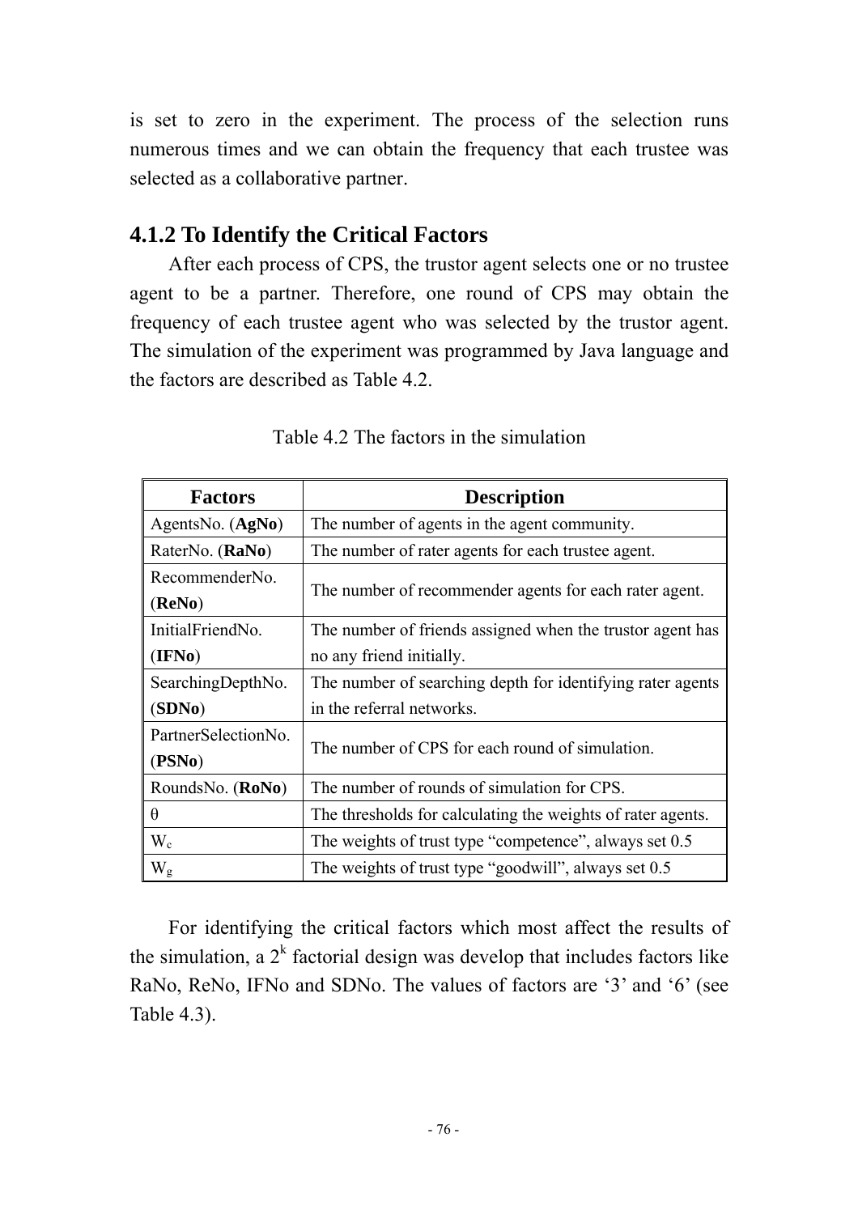is set to zero in the experiment. The process of the selection runs numerous times and we can obtain the frequency that each trustee was selected as a collaborative partner.

### 4.1.2 To Identify the Critical Factors

After each process of CPS, the trustor agent selects one or no trustee agent to be a partner. Therefore, one round of CPS may obtain the frequency of each trustee agent who was selected by the trustor agent. The simulation of the experiment was programmed by Java language and the factors are described as Table 4.2.

Table 4.2 The factors in the simulation

| Factors | Description |
|---|---|
| AgentsNo. (**AgNo**) | The number of agents in the agent community. |
| RaterNo. (**RaNo**) | The number of rater agents for each trustee agent. |
| RecommenderNo. (**ReNo**) | The number of recommender agents for each rater agent. |
| InitialFriendNo. (**IFNo**) | The number of friends assigned when the trustor agent has no any friend initially. |
| SearchingDepthNo. (**SDNo**) | The number of searching depth for identifying rater agents in the referral networks. |
| PartnerSelectionNo. (**PSNo**) | The number of CPS for each round of simulation. |
| RoundsNo. (**RoNo**) | The number of rounds of simulation for CPS. |
| θ | The thresholds for calculating the weights of rater agents. |
| $W_c$ | The weights of trust type "competence", always set 0.5 |
| $W_g$ | The weights of trust type "goodwill", always set 0.5 |

For identifying the critical factors which most affect the results of the simulation, a $2^k$ factorial design was develop that includes factors like RaNo, ReNo, IFNo and SDNo. The values of factors are '3' and '6' (see Table 4.3).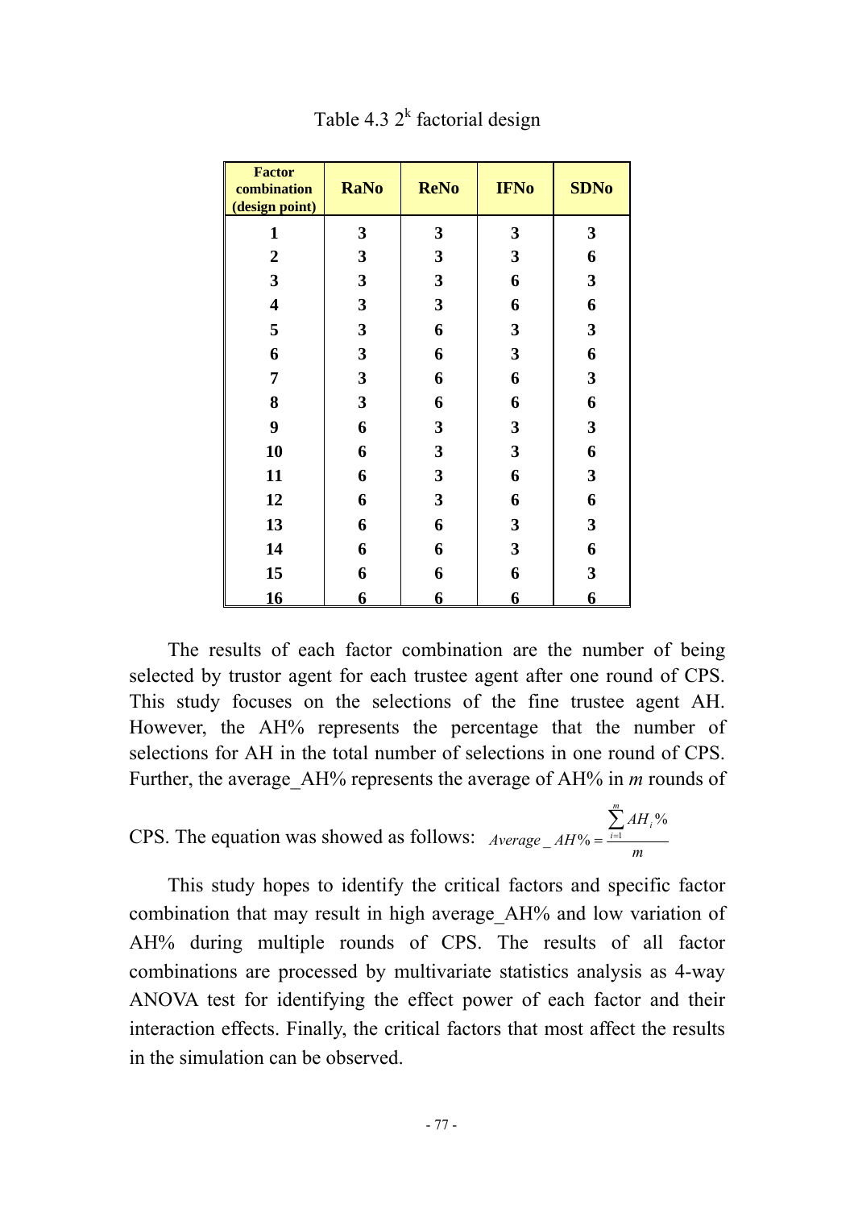Table 4.3 $2^k$ factorial design

| Factor combination (design point) | RaNo | ReNo | IFNo | SDNo |
|---|---|---|---|---|
| 1 | 3 | 3 | 3 | 3 |
| 2 | 3 | 3 | 3 | 6 |
| 3 | 3 | 3 | 6 | 3 |
| 4 | 3 | 3 | 6 | 6 |
| 5 | 3 | 6 | 3 | 3 |
| 6 | 3 | 6 | 3 | 6 |
| 7 | 3 | 6 | 6 | 3 |
| 8 | 3 | 6 | 6 | 6 |
| 9 | 6 | 3 | 3 | 3 |
| 10 | 6 | 3 | 3 | 6 |
| 11 | 6 | 3 | 6 | 3 |
| 12 | 6 | 3 | 6 | 6 |
| 13 | 6 | 6 | 3 | 3 |
| 14 | 6 | 6 | 3 | 6 |
| 15 | 6 | 6 | 6 | 3 |
| 16 | 6 | 6 | 6 | 6 |

The results of each factor combination are the number of being selected by trustor agent for each trustee agent after one round of CPS. This study focuses on the selections of the fine trustee agent AH. However, the AH% represents the percentage that the number of selections for AH in the total number of selections in one round of CPS. Further, the average_AH% represents the average of AH% in *m* rounds of CPS. The equation was showed as follows: $Average\_AH\% = \frac{\sum_{i=1}^{m} AH_i\%}{m}$

This study hopes to identify the critical factors and specific factor combination that may result in high average_AH% and low variation of AH% during multiple rounds of CPS. The results of all factor combinations are processed by multivariate statistics analysis as 4-way ANOVA test for identifying the effect power of each factor and their interaction effects. Finally, the critical factors that most affect the results in the simulation can be observed.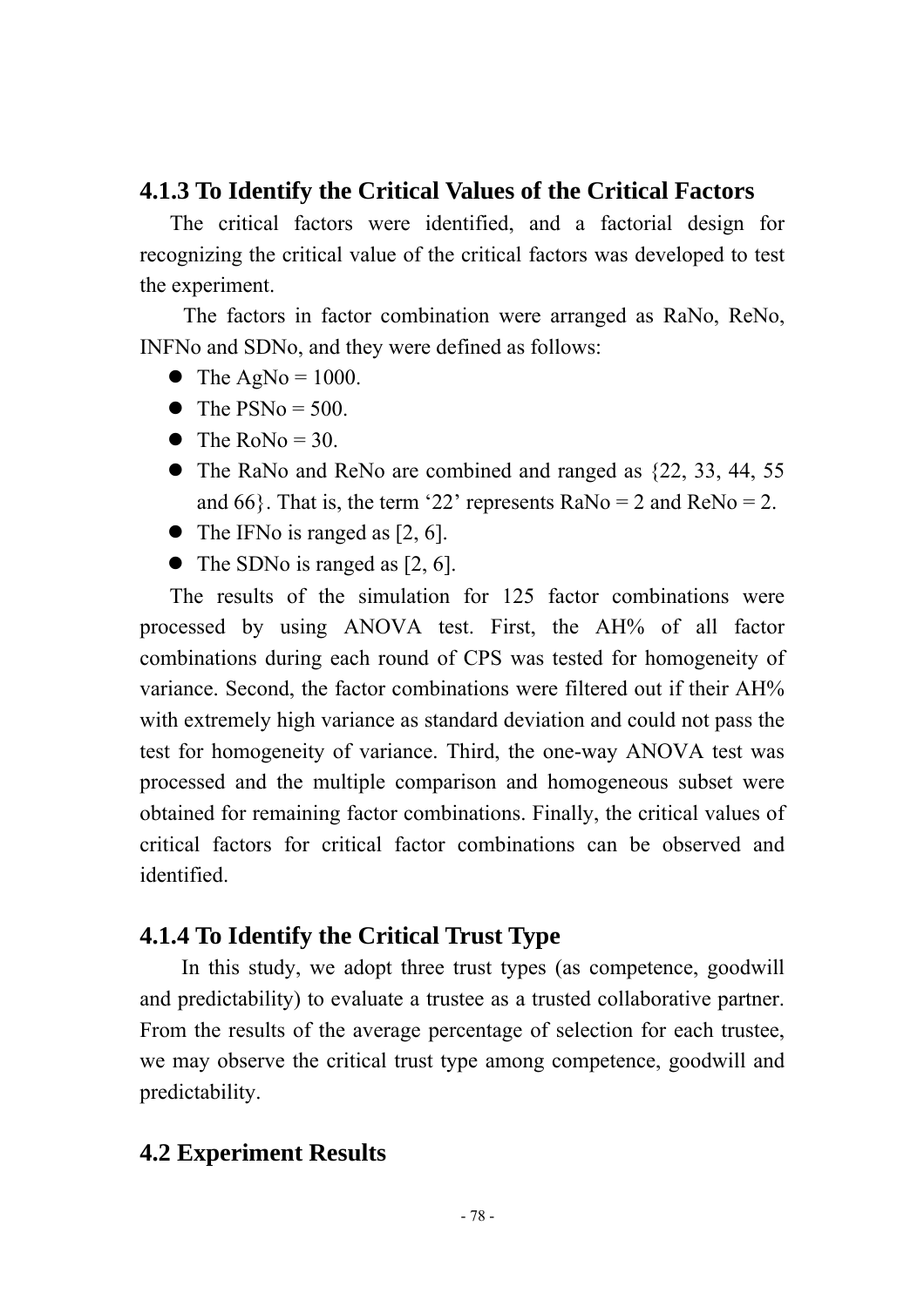### 4.1.3 To Identify the Critical Values of the Critical Factors

The critical factors were identified, and a factorial design for recognizing the critical value of the critical factors was developed to test the experiment.

The factors in factor combination were arranged as RaNo, ReNo, INFNo and SDNo, and they were defined as follows:

- The AgNo = 1000.
- The PSNo = 500.
- The RoNo = 30.
- The RaNo and ReNo are combined and ranged as {22, 33, 44, 55 and 66}. That is, the term '22' represents RaNo = 2 and ReNo = 2.
- The IFNo is ranged as [2, 6].
- The SDNo is ranged as [2, 6].

The results of the simulation for 125 factor combinations were processed by using ANOVA test. First, the AH% of all factor combinations during each round of CPS was tested for homogeneity of variance. Second, the factor combinations were filtered out if their AH% with extremely high variance as standard deviation and could not pass the test for homogeneity of variance. Third, the one-way ANOVA test was processed and the multiple comparison and homogeneous subset were obtained for remaining factor combinations. Finally, the critical values of critical factors for critical factor combinations can be observed and identified.

### 4.1.4 To Identify the Critical Trust Type

In this study, we adopt three trust types (as competence, goodwill and predictability) to evaluate a trustee as a trusted collaborative partner. From the results of the average percentage of selection for each trustee, we may observe the critical trust type among competence, goodwill and predictability.

## 4.2 Experiment Results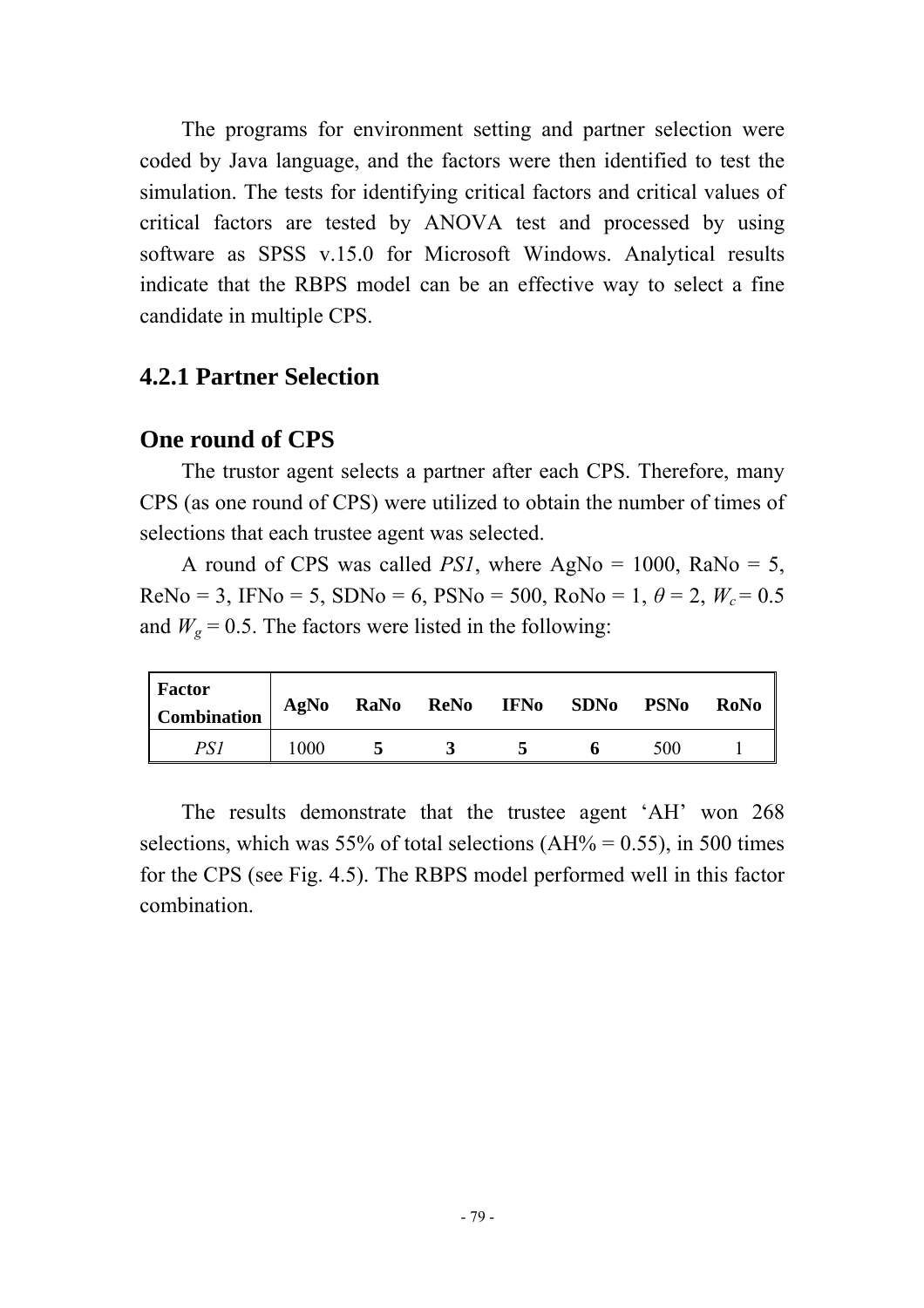The programs for environment setting and partner selection were coded by Java language, and the factors were then identified to test the simulation. The tests for identifying critical factors and critical values of critical factors are tested by ANOVA test and processed by using software as SPSS v.15.0 for Microsoft Windows. Analytical results indicate that the RBPS model can be an effective way to select a fine candidate in multiple CPS.

### 4.2.1 Partner Selection

#### One round of CPS

The trustor agent selects a partner after each CPS. Therefore, many CPS (as one round of CPS) were utilized to obtain the number of times of selections that each trustee agent was selected.

A round of CPS was called *PS1*, where AgNo = 1000, RaNo = 5, ReNo = 3, IFNo = 5, SDNo = 6, PSNo = 500, RoNo = 1, $\theta$ = 2, $W_c$ = 0.5 and $W_g$ = 0.5. The factors were listed in the following:

| Factor Combination | AgNo | RaNo | ReNo | IFNo | SDNo | PSNo | RoNo |
|---|---|---|---|---|---|---|---|
| *PS1* | 1000 | **5** | **3** | **5** | **6** | 500 | 1 |

The results demonstrate that the trustee agent 'AH' won 268 selections, which was 55% of total selections (AH% = 0.55), in 500 times for the CPS (see Fig. 4.5). The RBPS model performed well in this factor combination.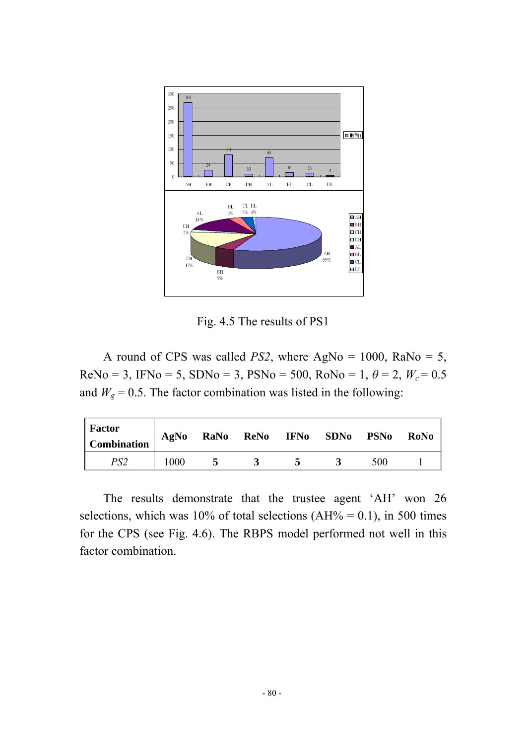Fig. 4.5 The results of PS1

A round of CPS was called *PS2*, where AgNo = 1000, RaNo = 5, ReNo = 3, IFNo = 5, SDNo = 3, PSNo = 500, RoNo = 1, $\theta = 2$, $W_c = 0.5$ and $W_g = 0.5$. The factor combination was listed in the following:

| Factor Combination | AgNo | RaNo | ReNo | IFNo | SDNo | PSNo | RoNo |
|---|---|---|---|---|---|---|---|
| *PS2* | 1000 | **5** | **3** | **5** | **3** | 500 | 1 |

The results demonstrate that the trustee agent ‘AH’ won 26 selections, which was 10% of total selections (AH% = 0.1), in 500 times for the CPS (see Fig. 4.6). The RBPS model performed not well in this factor combination.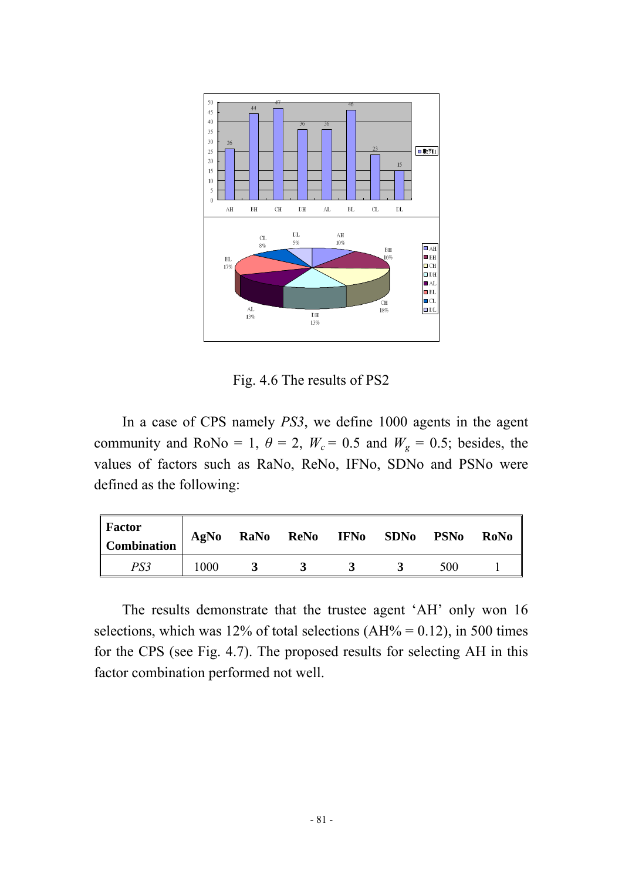Fig. 4.6 The results of PS2

In a case of CPS namely *PS3*, we define 1000 agents in the agent community and RoNo = 1, $\theta$ = 2, $W_c$ = 0.5 and $W_g$ = 0.5; besides, the values of factors such as RaNo, ReNo, IFNo, SDNo and PSNo were defined as the following:

| **Factor Combination** | **AgNo** | **RaNo** | **ReNo** | **IFNo** | **SDNo** | **PSNo** | **RoNo** |
|---|---|---|---|---|---|---|---|
| *PS3* | 1000 | **3** | **3** | **3** | **3** | 500 | 1 |

The results demonstrate that the trustee agent ‘AH’ only won 16 selections, which was 12% of total selections (AH% = 0.12), in 500 times for the CPS (see Fig. 4.7). The proposed results for selecting AH in this factor combination performed not well.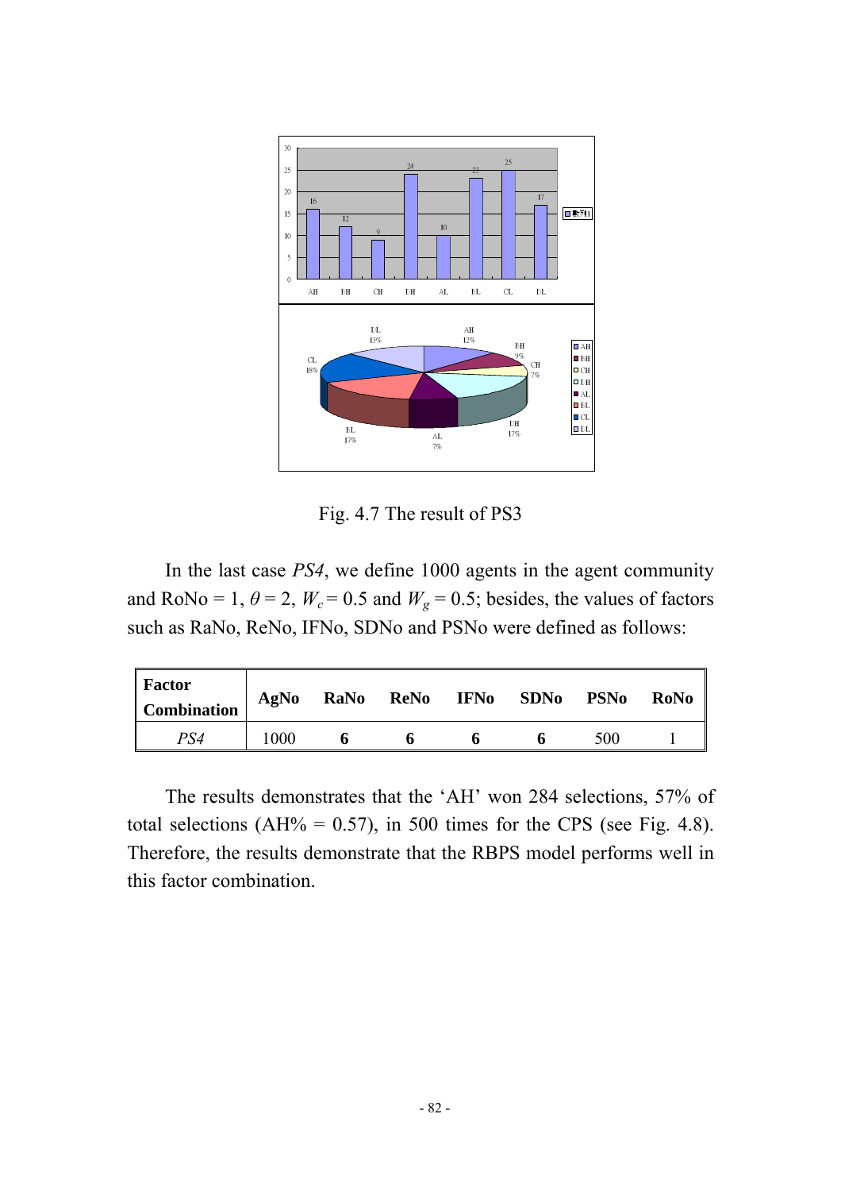Fig. 4.7 The result of PS3

In the last case *PS4*, we define 1000 agents in the agent community and RoNo = 1, $\theta = 2$, $W_c = 0.5$ and $W_g = 0.5$; besides, the values of factors such as RaNo, ReNo, IFNo, SDNo and PSNo were defined as follows:

| Factor Combination | AgNo | RaNo | ReNo | IFNo | SDNo | PSNo | RoNo |
|---|---|---|---|---|---|---|---|
| *PS4* | 1000 | **6** | **6** | **6** | **6** | 500 | 1 |

The results demonstrates that the 'AH' won 284 selections, 57% of total selections (AH% = 0.57), in 500 times for the CPS (see Fig. 4.8). Therefore, the results demonstrate that the RBPS model performs well in this factor combination.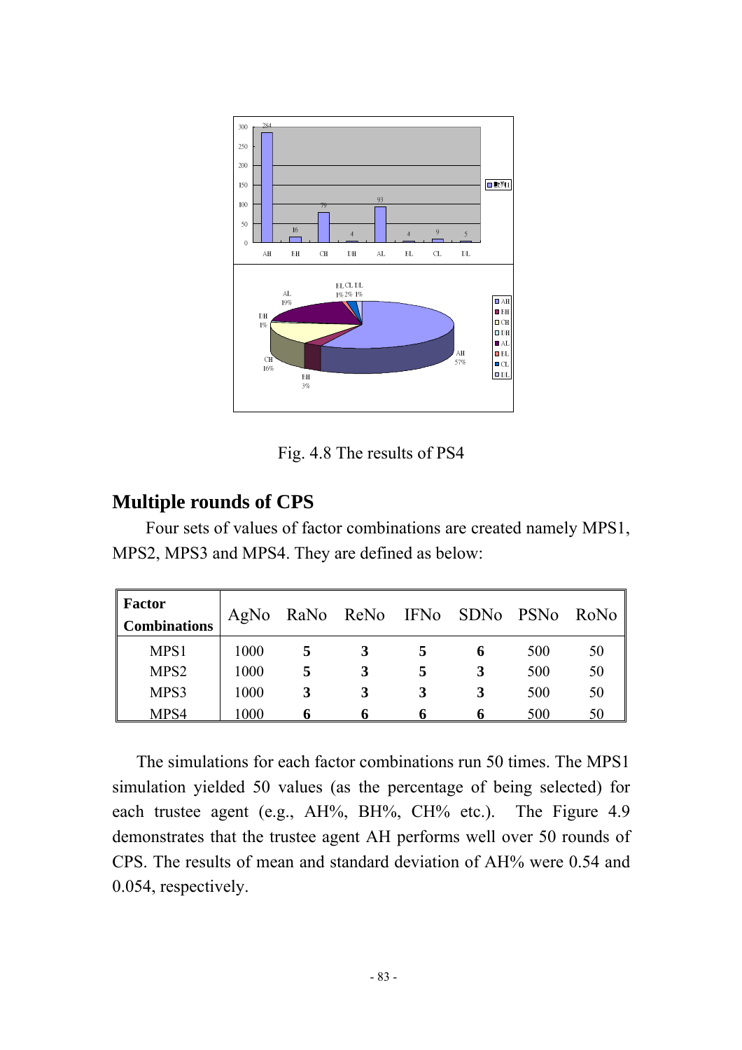Fig. 4.8 The results of PS4

## Multiple rounds of CPS

Four sets of values of factor combinations are created namely MPS1, MPS2, MPS3 and MPS4. They are defined as below:

| **Factor Combinations** | AgNo | RaNo | ReNo | IFNo | SDNo | PSNo | RoNo |
|---|---|---|---|---|---|---|---|
| MPS1 | 1000 | **5** | **3** | **5** | **6** | 500 | 50 |
| MPS2 | 1000 | **5** | **3** | **5** | **3** | 500 | 50 |
| MPS3 | 1000 | **3** | **3** | **3** | **3** | 500 | 50 |
| MPS4 | 1000 | **6** | **6** | **6** | **6** | 500 | 50 |

The simulations for each factor combinations run 50 times. The MPS1 simulation yielded 50 values (as the percentage of being selected) for each trustee agent (e.g., AH%, BH%, CH% etc.). The Figure 4.9 demonstrates that the trustee agent AH performs well over 50 rounds of CPS. The results of mean and standard deviation of AH% were 0.54 and 0.054, respectively.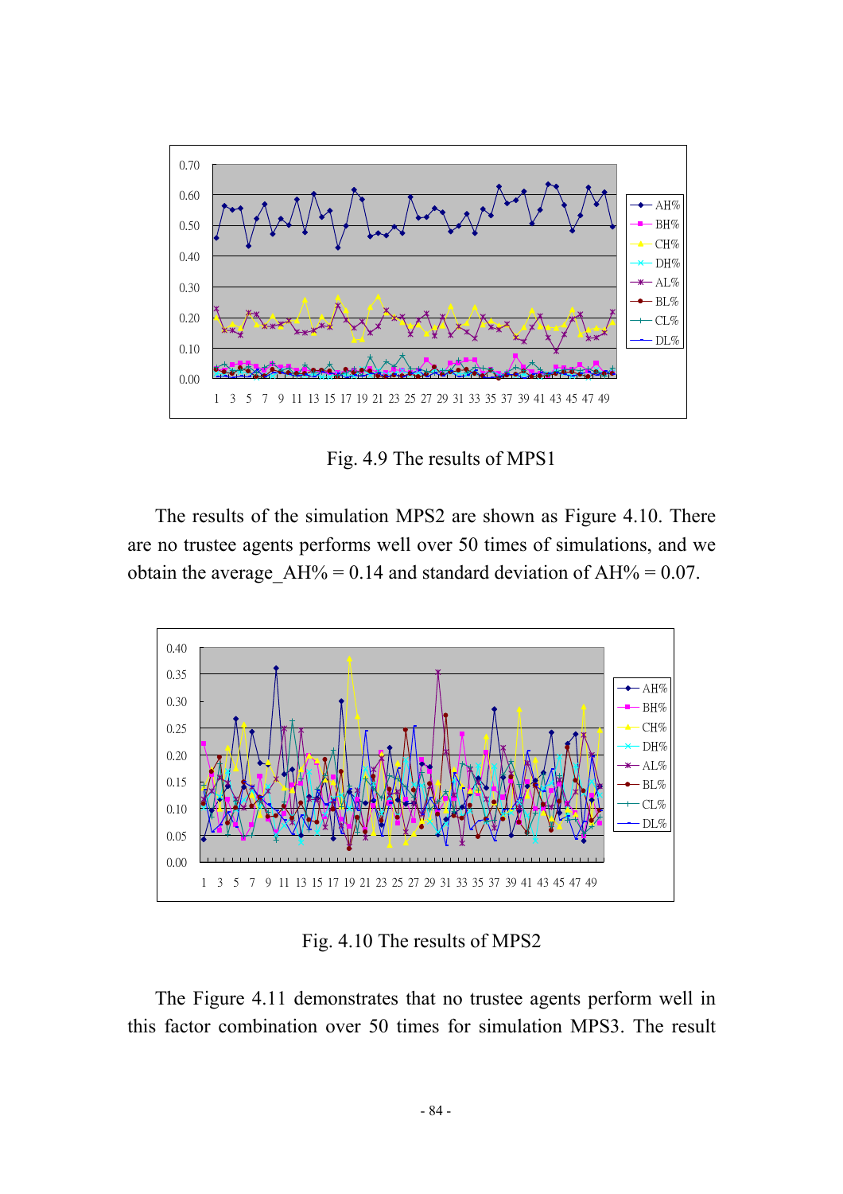Fig. 4.9 The results of MPS1

The results of the simulation MPS2 are shown as Figure 4.10. There are no trustee agents performs well over 50 times of simulations, and we obtain the average_AH% = 0.14 and standard deviation of AH% = 0.07.

Fig. 4.10 The results of MPS2

The Figure 4.11 demonstrates that no trustee agents perform well in this factor combination over 50 times for simulation MPS3. The result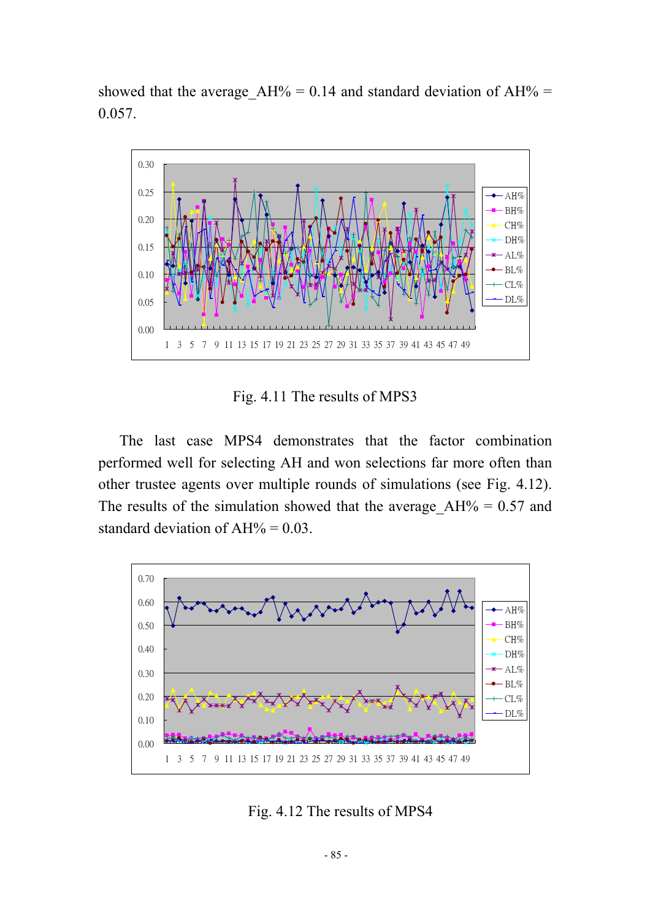showed that the average_AH% = 0.14 and standard deviation of AH% = 0.057.

Fig. 4.11 The results of MPS3

The last case MPS4 demonstrates that the factor combination performed well for selecting AH and won selections far more often than other trustee agents over multiple rounds of simulations (see Fig. 4.12). The results of the simulation showed that the average_AH% = 0.57 and standard deviation of AH% = 0.03.

Fig. 4.12 The results of MPS4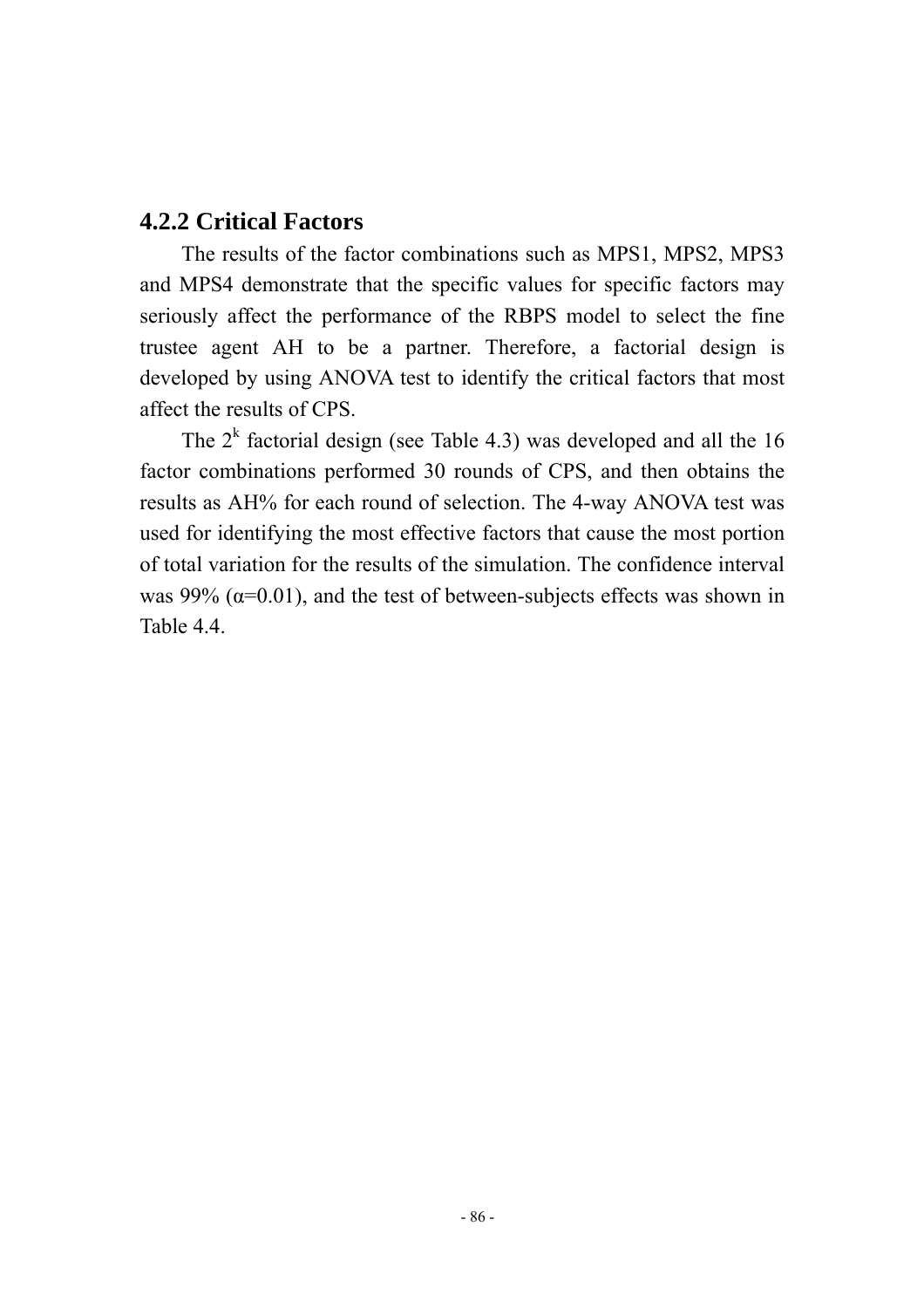### 4.2.2 Critical Factors

The results of the factor combinations such as MPS1, MPS2, MPS3 and MPS4 demonstrate that the specific values for specific factors may seriously affect the performance of the RBPS model to select the fine trustee agent AH to be a partner. Therefore, a factorial design is developed by using ANOVA test to identify the critical factors that most affect the results of CPS.

The $2^k$ factorial design (see Table 4.3) was developed and all the 16 factor combinations performed 30 rounds of CPS, and then obtains the results as AH% for each round of selection. The 4-way ANOVA test was used for identifying the most effective factors that cause the most portion of total variation for the results of the simulation. The confidence interval was 99% ($\alpha$=0.01), and the test of between-subjects effects was shown in Table 4.4.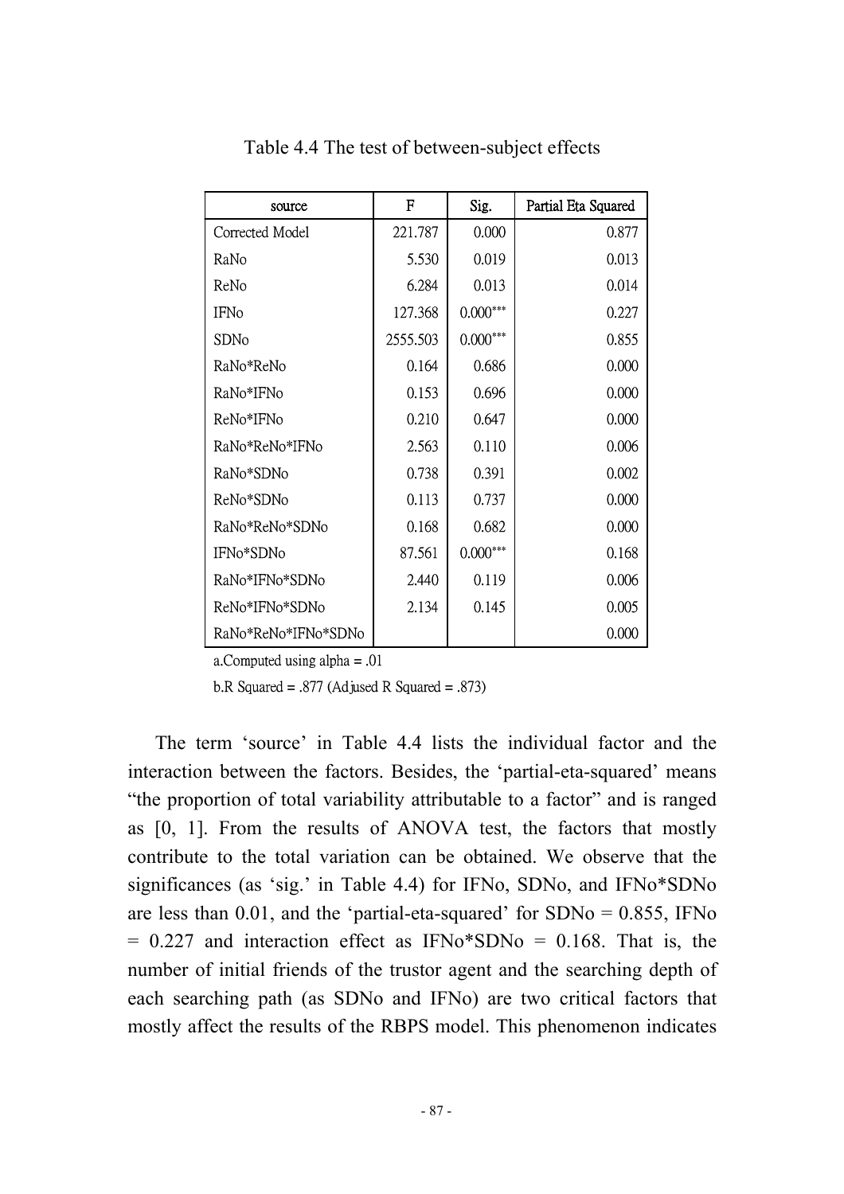Table 4.4 The test of between-subject effects

| source | F | Sig. | Partial Eta Squared |
|---|---|---|---|
| Corrected Model | 221.787 | 0.000 | 0.877 |
| RaNo | 5.530 | 0.019 | 0.013 |
| ReNo | 6.284 | 0.013 | 0.014 |
| IFNo | 127.368 | 0.000*** | 0.227 |
| SDNo | 2555.503 | 0.000*** | 0.855 |
| RaNo*ReNo | 0.164 | 0.686 | 0.000 |
| RaNo*IFNo | 0.153 | 0.696 | 0.000 |
| ReNo*IFNo | 0.210 | 0.647 | 0.000 |
| RaNo*ReNo*IFNo | 2.563 | 0.110 | 0.006 |
| RaNo*SDNo | 0.738 | 0.391 | 0.002 |
| ReNo*SDNo | 0.113 | 0.737 | 0.000 |
| RaNo*ReNo*SDNo | 0.168 | 0.682 | 0.000 |
| IFNo*SDNo | 87.561 | 0.000*** | 0.168 |
| RaNo*IFNo*SDNo | 2.440 | 0.119 | 0.006 |
| ReNo*IFNo*SDNo | 2.134 | 0.145 | 0.005 |
| RaNo*ReNo*IFNo*SDNo | | | 0.000 |

a.Computed using alpha = .01

b.R Squared = .877 (Adjused R Squared = .873)

The term 'source' in Table 4.4 lists the individual factor and the interaction between the factors. Besides, the 'partial-eta-squared' means "the proportion of total variability attributable to a factor" and is ranged as [0, 1]. From the results of ANOVA test, the factors that mostly contribute to the total variation can be obtained. We observe that the significances (as 'sig.' in Table 4.4) for IFNo, SDNo, and IFNo*SDNo are less than 0.01, and the 'partial-eta-squared' for SDNo = 0.855, IFNo = 0.227 and interaction effect as IFNo*SDNo = 0.168. That is, the number of initial friends of the trustor agent and the searching depth of each searching path (as SDNo and IFNo) are two critical factors that mostly affect the results of the RBPS model. This phenomenon indicates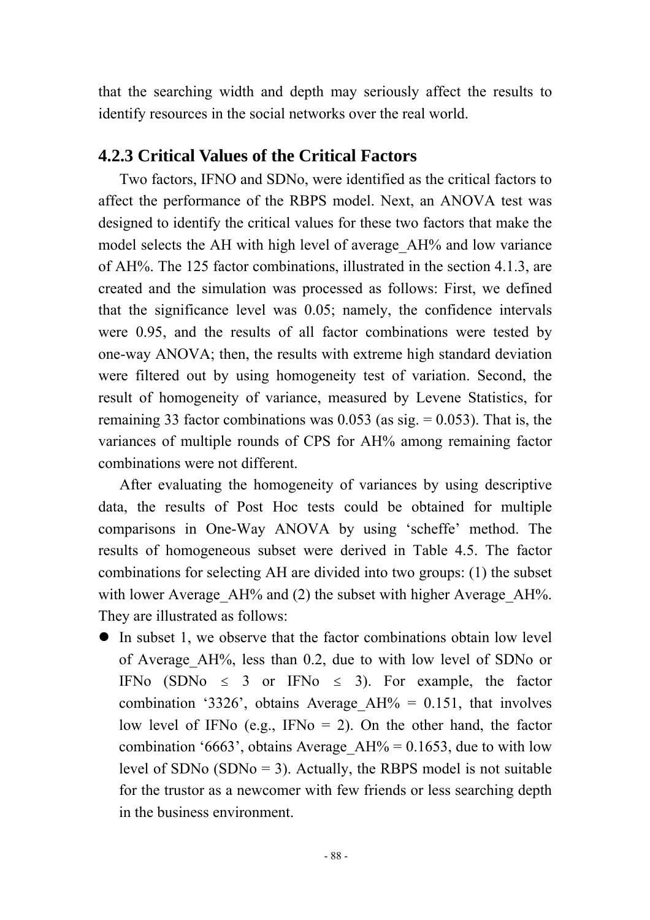that the searching width and depth may seriously affect the results to identify resources in the social networks over the real world.

### 4.2.3 Critical Values of the Critical Factors

Two factors, IFNO and SDNo, were identified as the critical factors to affect the performance of the RBPS model. Next, an ANOVA test was designed to identify the critical values for these two factors that make the model selects the AH with high level of average_AH% and low variance of AH%. The 125 factor combinations, illustrated in the section 4.1.3, are created and the simulation was processed as follows: First, we defined that the significance level was 0.05; namely, the confidence intervals were 0.95, and the results of all factor combinations were tested by one-way ANOVA; then, the results with extreme high standard deviation were filtered out by using homogeneity test of variation. Second, the result of homogeneity of variance, measured by Levene Statistics, for remaining 33 factor combinations was 0.053 (as sig. = 0.053). That is, the variances of multiple rounds of CPS for AH% among remaining factor combinations were not different.

After evaluating the homogeneity of variances by using descriptive data, the results of Post Hoc tests could be obtained for multiple comparisons in One-Way ANOVA by using 'scheffe' method. The results of homogeneous subset were derived in Table 4.5. The factor combinations for selecting AH are divided into two groups: (1) the subset with lower Average_AH% and (2) the subset with higher Average_AH%. They are illustrated as follows:

- In subset 1, we observe that the factor combinations obtain low level of Average_AH%, less than 0.2, due to with low level of SDNo or IFNo (SDNo $\leq$ 3 or IFNo $\leq$ 3). For example, the factor combination '3326', obtains Average_AH% = 0.151, that involves low level of IFNo (e.g., IFNo = 2). On the other hand, the factor combination '6663', obtains Average_AH% = 0.1653, due to with low level of SDNo (SDNo = 3). Actually, the RBPS model is not suitable for the trustor as a newcomer with few friends or less searching depth in the business environment.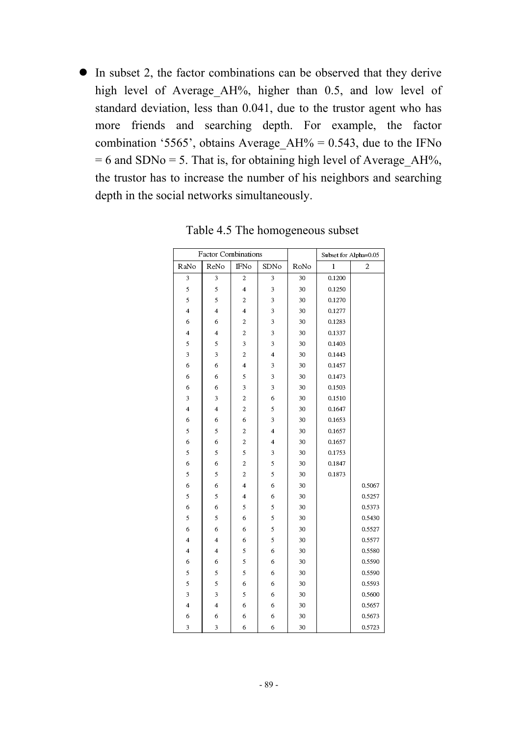- In subset 2, the factor combinations can be observed that they derive high level of Average_AH%, higher than 0.5, and low level of standard deviation, less than 0.041, due to the trustor agent who has more friends and searching depth. For example, the factor combination '5565', obtains Average_AH% = 0.543, due to the IFNo = 6 and SDNo = 5. That is, for obtaining high level of Average_AH%, the trustor has to increase the number of his neighbors and searching depth in the social networks simultaneously.

Table 4.5 The homogeneous subset

| Factor Combinations | | | | | Subset for Alpha=0.05 | |
|---|---|---|---|---|---|---|
| RaNo | ReNo | IFNo | SDNo | RoNo | 1 | 2 |
| 3 | 3 | 2 | 3 | 30 | 0.1200 | |
| 5 | 5 | 4 | 3 | 30 | 0.1250 | |
| 5 | 5 | 2 | 3 | 30 | 0.1270 | |
| 4 | 4 | 4 | 3 | 30 | 0.1277 | |
| 6 | 6 | 2 | 3 | 30 | 0.1283 | |
| 4 | 4 | 2 | 3 | 30 | 0.1337 | |
| 5 | 5 | 3 | 3 | 30 | 0.1403 | |
| 3 | 3 | 2 | 4 | 30 | 0.1443 | |
| 6 | 6 | 4 | 3 | 30 | 0.1457 | |
| 6 | 6 | 5 | 3 | 30 | 0.1473 | |
| 6 | 6 | 3 | 3 | 30 | 0.1503 | |
| 3 | 3 | 2 | 6 | 30 | 0.1510 | |
| 4 | 4 | 2 | 5 | 30 | 0.1647 | |
| 6 | 6 | 6 | 3 | 30 | 0.1653 | |
| 5 | 5 | 2 | 4 | 30 | 0.1657 | |
| 6 | 6 | 2 | 4 | 30 | 0.1657 | |
| 5 | 5 | 5 | 3 | 30 | 0.1753 | |
| 6 | 6 | 2 | 5 | 30 | 0.1847 | |
| 5 | 5 | 2 | 5 | 30 | 0.1873 | |
| 6 | 6 | 4 | 6 | 30 | | 0.5067 |
| 5 | 5 | 4 | 6 | 30 | | 0.5257 |
| 6 | 6 | 5 | 5 | 30 | | 0.5373 |
| 5 | 5 | 6 | 5 | 30 | | 0.5430 |
| 6 | 6 | 6 | 5 | 30 | | 0.5527 |
| 4 | 4 | 6 | 5 | 30 | | 0.5577 |
| 4 | 4 | 5 | 6 | 30 | | 0.5580 |
| 6 | 6 | 5 | 6 | 30 | | 0.5590 |
| 5 | 5 | 5 | 6 | 30 | | 0.5590 |
| 5 | 5 | 6 | 6 | 30 | | 0.5593 |
| 3 | 3 | 5 | 6 | 30 | | 0.5600 |
| 4 | 4 | 6 | 6 | 30 | | 0.5657 |
| 6 | 6 | 6 | 6 | 30 | | 0.5673 |
| 3 | 3 | 6 | 6 | 30 | | 0.5723 |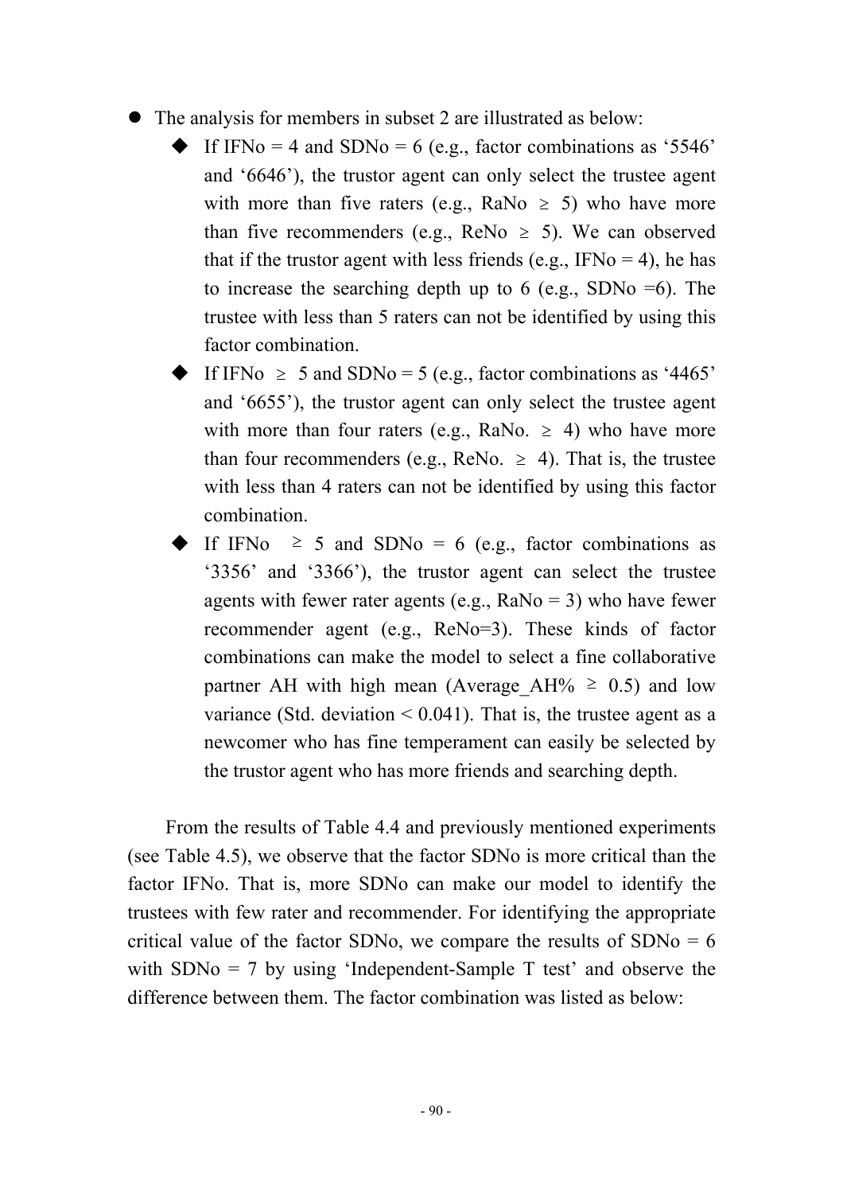- The analysis for members in subset 2 are illustrated as below:
  - If IFNo = 4 and SDNo = 6 (e.g., factor combinations as '5546' and '6646'), the trustor agent can only select the trustee agent with more than five raters (e.g., RaNo $\geq$ 5) who have more than five recommenders (e.g., ReNo $\geq$ 5). We can observed that if the trustor agent with less friends (e.g., IFNo = 4), he has to increase the searching depth up to 6 (e.g., SDNo =6). The trustee with less than 5 raters can not be identified by using this factor combination.
  - If IFNo $\geq$ 5 and SDNo = 5 (e.g., factor combinations as '4465' and '6655'), the trustor agent can only select the trustee agent with more than four raters (e.g., RaNo. $\geq$ 4) who have more than four recommenders (e.g., ReNo. $\geq$ 4). That is, the trustee with less than 4 raters can not be identified by using this factor combination.
  - If IFNo $\geq$ 5 and SDNo = 6 (e.g., factor combinations as '3356' and '3366'), the trustor agent can select the trustee agents with fewer rater agents (e.g., RaNo = 3) who have fewer recommender agent (e.g., ReNo=3). These kinds of factor combinations can make the model to select a fine collaborative partner AH with high mean (Average_AH% $\geq$ 0.5) and low variance (Std. deviation < 0.041). That is, the trustee agent as a newcomer who has fine temperament can easily be selected by the trustor agent who has more friends and searching depth.

From the results of Table 4.4 and previously mentioned experiments (see Table 4.5), we observe that the factor SDNo is more critical than the factor IFNo. That is, more SDNo can make our model to identify the trustees with few rater and recommender. For identifying the appropriate critical value of the factor SDNo, we compare the results of SDNo = 6 with SDNo = 7 by using 'Independent-Sample T test' and observe the difference between them. The factor combination was listed as below: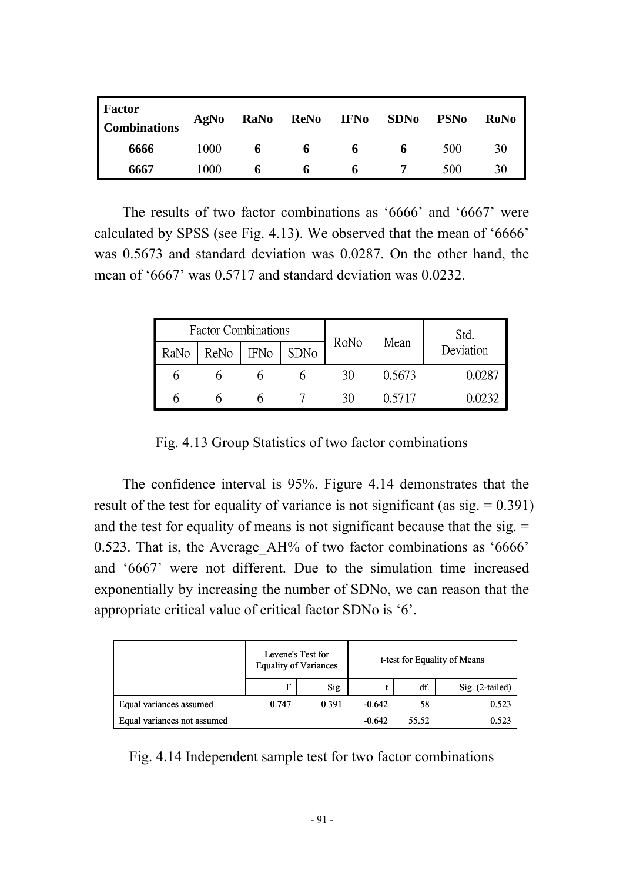| Factor Combinations | AgNo | RaNo | ReNo | IFNo | SDNo | PSNo | RoNo |
|---|---|---|---|---|---|---|---|
| **6666** | 1000 | **6** | **6** | **6** | **6** | 500 | 30 |
| **6667** | 1000 | **6** | **6** | **6** | **7** | 500 | 30 |

The results of two factor combinations as ‘6666’ and ‘6667’ were calculated by SPSS (see Fig. 4.13). We observed that the mean of ‘6666’ was 0.5673 and standard deviation was 0.0287. On the other hand, the mean of ‘6667’ was 0.5717 and standard deviation was 0.0232.

| Factor Combinations | | | | RoNo | Mean | Std. Deviation |
|---|---|---|---|---|---|---|
| RaNo | ReNo | IFNo | SDNo | | | |
| 6 | 6 | 6 | 6 | 30 | 0.5673 | 0.0287 |
| 6 | 6 | 6 | 7 | 30 | 0.5717 | 0.0232 |

Fig. 4.13 Group Statistics of two factor combinations

The confidence interval is 95%. Figure 4.14 demonstrates that the result of the test for equality of variance is not significant (as sig. = 0.391) and the test for equality of means is not significant because that the sig. = 0.523. That is, the Average_AH% of two factor combinations as ‘6666’ and ‘6667’ were not different. Due to the simulation time increased exponentially by increasing the number of SDNo, we can reason that the appropriate critical value of critical factor SDNo is ‘6’.

| | Levene's Test for Equality of Variances | | t-test for Equality of Means | | |
|---|---|---|---|---|---|
| | F | Sig. | t | df. | Sig. (2-tailed) |
| Equal variances assumed | 0.747 | 0.391 | -0.642 | 58 | 0.523 |
| Equal variances not assumed | | | -0.642 | 55.52 | 0.523 |

Fig. 4.14 Independent sample test for two factor combinations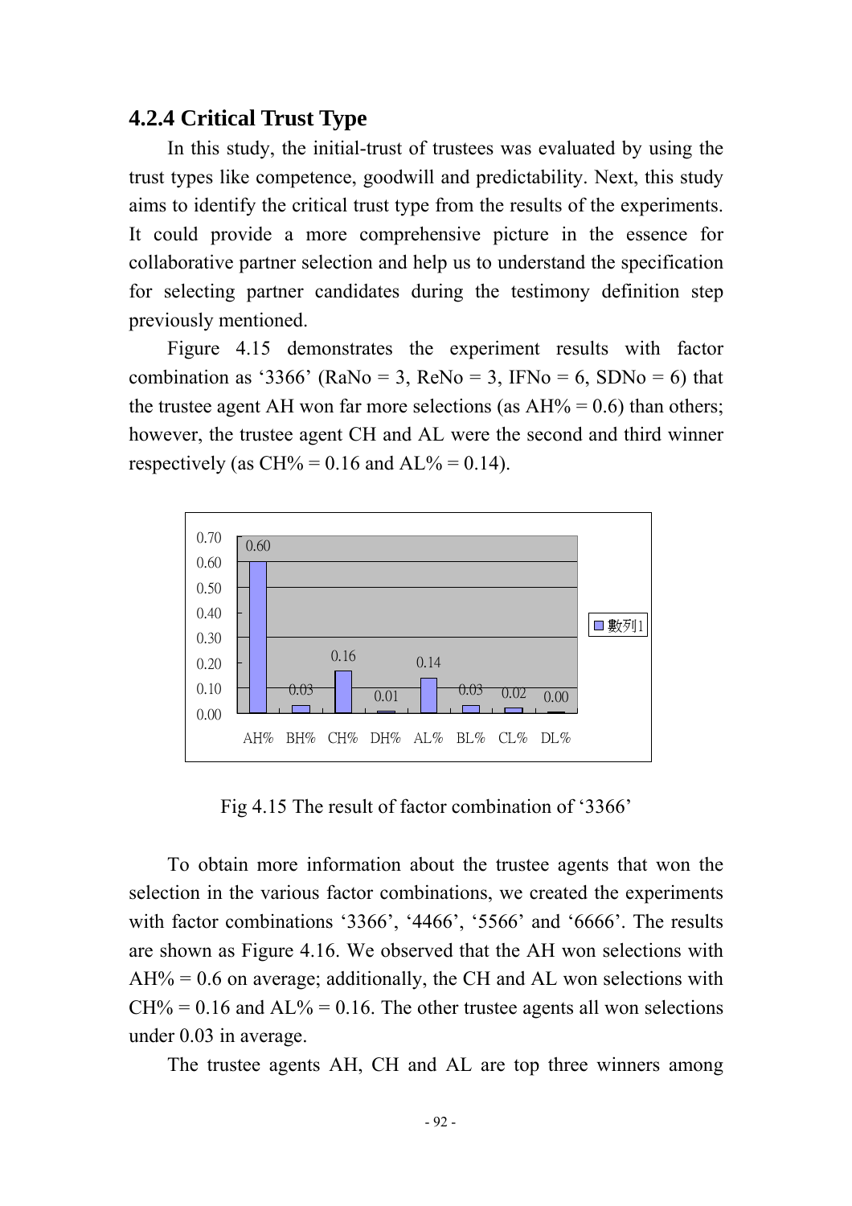### 4.2.4 Critical Trust Type

In this study, the initial-trust of trustees was evaluated by using the trust types like competence, goodwill and predictability. Next, this study aims to identify the critical trust type from the results of the experiments. It could provide a more comprehensive picture in the essence for collaborative partner selection and help us to understand the specification for selecting partner candidates during the testimony definition step previously mentioned.

Figure 4.15 demonstrates the experiment results with factor combination as '3366' (RaNo = 3, ReNo = 3, IFNo = 6, SDNo = 6) that the trustee agent AH won far more selections (as AH% = 0.6) than others; however, the trustee agent CH and AL were the second and third winner respectively (as CH% = 0.16 and AL% = 0.14).

| | AH% | BH% | CH% | DH% | AL% | BL% | CL% | DL% |
|---|---|---|---|---|---|---|---|---|
| 數列1 | 0.60 | 0.03 | 0.16 | 0.01 | 0.14 | 0.03 | 0.02 | 0.00 |

Fig 4.15 The result of factor combination of '3366'

To obtain more information about the trustee agents that won the selection in the various factor combinations, we created the experiments with factor combinations '3366', '4466', '5566' and '6666'. The results are shown as Figure 4.16. We observed that the AH won selections with AH% = 0.6 on average; additionally, the CH and AL won selections with CH% = 0.16 and AL% = 0.16. The other trustee agents all won selections under 0.03 in average.

The trustee agents AH, CH and AL are top three winners among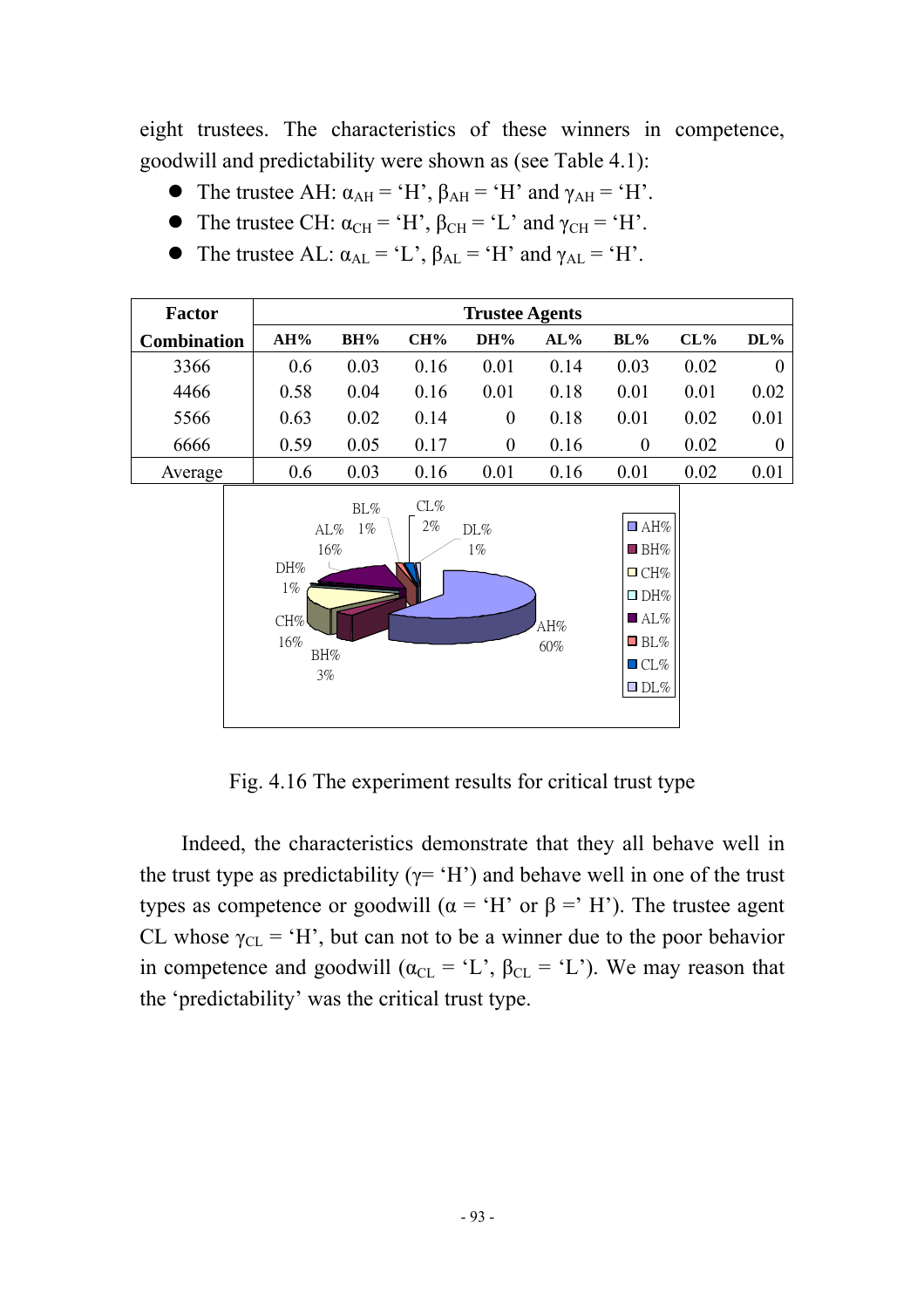eight trustees. The characteristics of these winners in competence, goodwill and predictability were shown as (see Table 4.1):

- The trustee AH: $\alpha_{AH}$ = 'H', $\beta_{AH}$ = 'H' and $\gamma_{AH}$ = 'H'.
- The trustee CH: $\alpha_{CH}$ = 'H', $\beta_{CH}$ = 'L' and $\gamma_{CH}$ = 'H'.
- The trustee AL: $\alpha_{AL}$ = 'L', $\beta_{AL}$ = 'H' and $\gamma_{AL}$ = 'H'.

| Factor Combination | Trustee Agents | | | | | | | |
|---|---|---|---|---|---|---|---|---|
| | **AH%** | **BH%** | **CH%** | **DH%** | **AL%** | **BL%** | **CL%** | **DL%** |
| 3366 | 0.6 | 0.03 | 0.16 | 0.01 | 0.14 | 0.03 | 0.02 | 0 |
| 4466 | 0.58 | 0.04 | 0.16 | 0.01 | 0.18 | 0.01 | 0.01 | 0.02 |
| 5566 | 0.63 | 0.02 | 0.14 | 0 | 0.18 | 0.01 | 0.02 | 0.01 |
| 6666 | 0.59 | 0.05 | 0.17 | 0 | 0.16 | 0 | 0.02 | 0 |
| Average | 0.6 | 0.03 | 0.16 | 0.01 | 0.16 | 0.01 | 0.02 | 0.01 |

BL% 1%
CL% 2%
AL% 16%
DL% 1%
DH% 1%
CH% 16%
BH% 3%
AH% 60%

AH% BH% CH% DH% AL% BL% CL% DL%

Fig. 4.16 The experiment results for critical trust type

Indeed, the characteristics demonstrate that they all behave well in the trust type as predictability ($\gamma$= 'H') and behave well in one of the trust types as competence or goodwill ($\alpha$ = 'H' or $\beta$ =' H'). The trustee agent CL whose $\gamma_{CL}$ = 'H', but can not to be a winner due to the poor behavior in competence and goodwill ($\alpha_{CL}$ = 'L', $\beta_{CL}$ = 'L'). We may reason that the 'predictability' was the critical trust type.